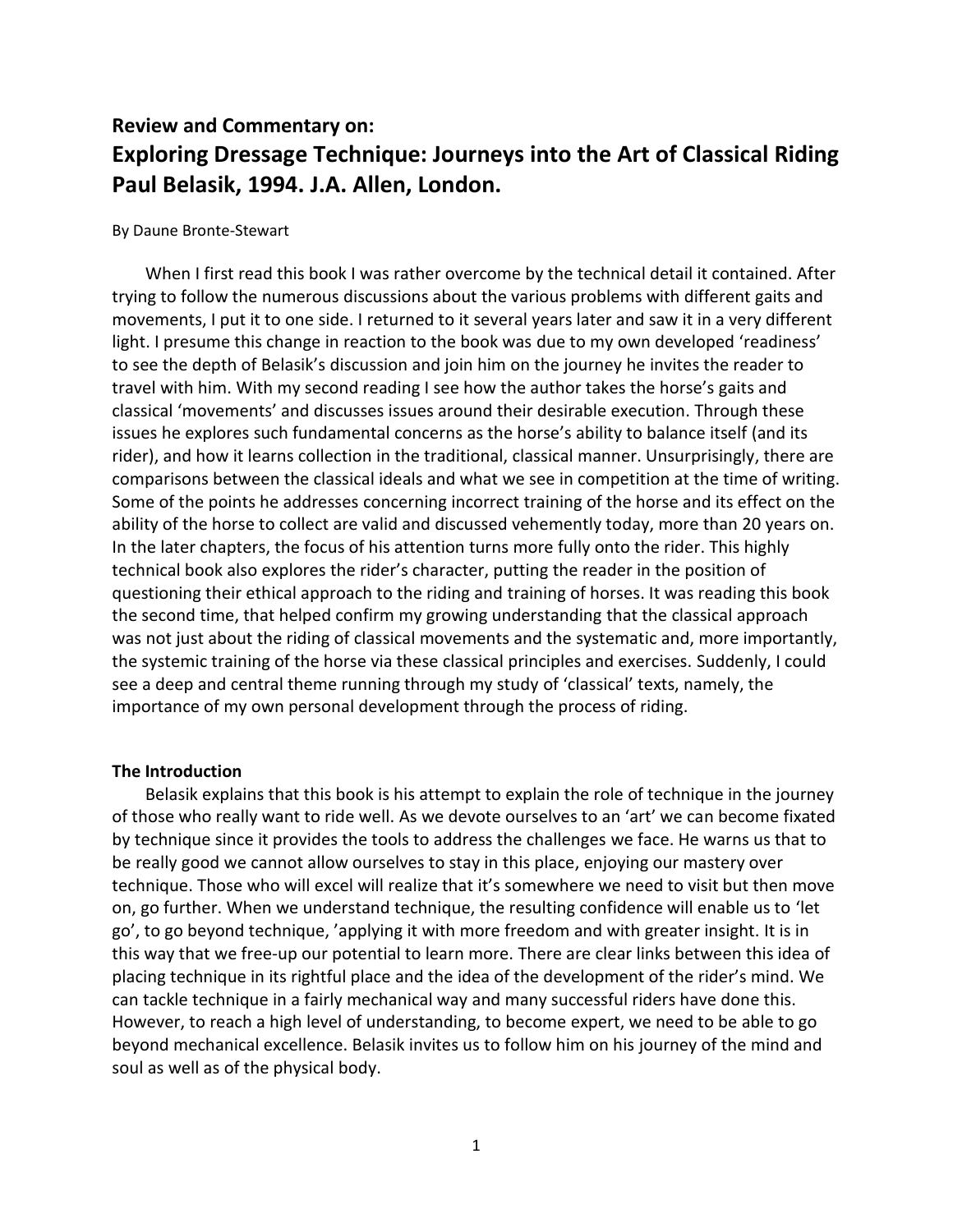**Review and Commentary on:**

# Exploring Dressage Technique: Journeys into the Art of Classical Riding Paul Belasik, 1994. J.A. Allen, London.

By Daune Bronte-Stewart

When I first read this book I was rather overcome by the technical detail it contained. After trying to follow the numerous discussions about the various problems with different gaits and movements, I put it to one side. I returned to it several years later and saw it in a very different light. I presume this change in reaction to the book was due to my own developed 'readiness' to see the depth of Belasik's discussion and join him on the journey he invites the reader to travel with him. With my second reading I see how the author takes the horse's gaits and classical 'movements' and discusses issues around their desirable execution. Through these issues he explores such fundamental concerns as the horse's ability to balance itself (and its rider), and how it learns collection in the traditional, classical manner. Unsurprisingly, there are comparisons between the classical ideals and what we see in competition at the time of writing. Some of the points he addresses concerning incorrect training of the horse and its effect on the ability of the horse to collect are valid and discussed vehemently today, more than 20 years on. In the later chapters, the focus of his attention turns more fully onto the rider. This highly technical book also explores the rider's character, putting the reader in the position of questioning their ethical approach to the riding and training of horses. It was reading this book the second time, that helped confirm my growing understanding that the classical approach was not just about the riding of classical movements and the systematic and, more importantly, the systemic training of the horse via these classical principles and exercises. Suddenly, I could see a deep and central theme running through my study of 'classical' texts, namely, the importance of my own personal development through the process of riding.

### The Introduction

Belasik explains that this book is his attempt to explain the role of technique in the journey of those who really want to ride well. As we devote ourselves to an 'art' we can become fixated by technique since it provides the tools to address the challenges we face. He warns us that to be really good we cannot allow ourselves to stay in this place, enjoying our mastery over technique. Those who will excel will realize that it's somewhere we need to visit but then move on, go further. When we understand technique, the resulting confidence will enable us to 'let go', to go beyond technique, 'applying it with more freedom and with greater insight. It is in this way that we free-up our potential to learn more. There are clear links between this idea of placing technique in its rightful place and the idea of the development of the rider's mind. We can tackle technique in a fairly mechanical way and many successful riders have done this. However, to reach a high level of understanding, to become expert, we need to be able to go beyond mechanical excellence. Belasik invites us to follow him on his journey of the mind and soul as well as of the physical body.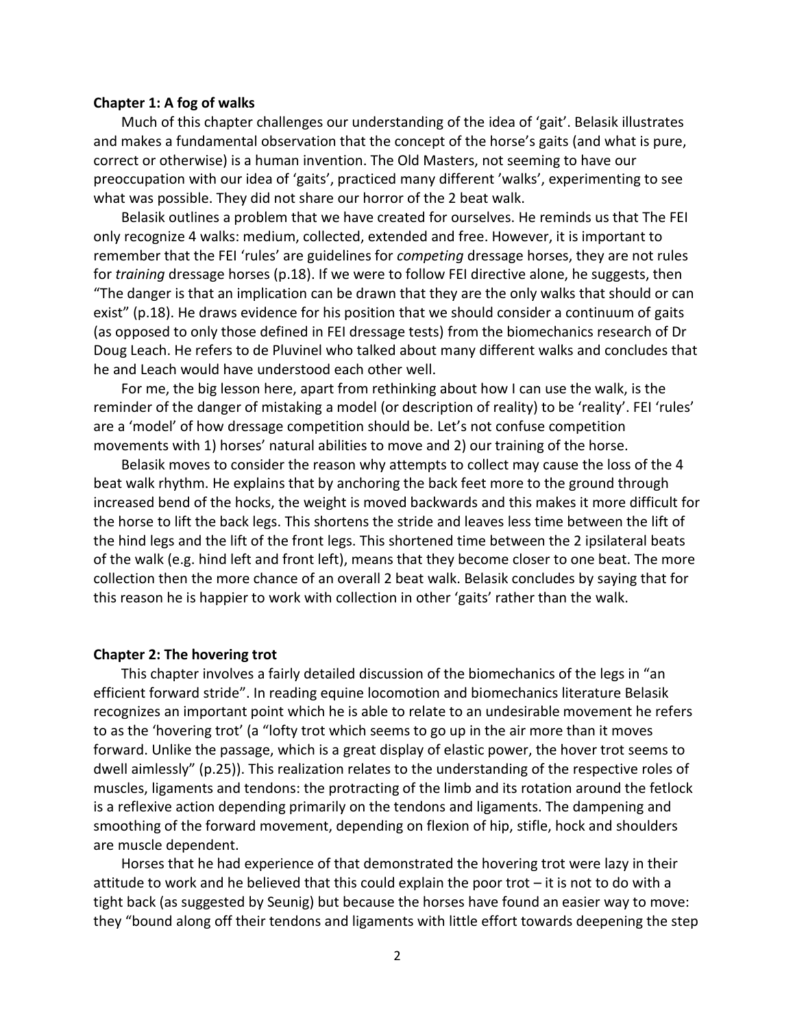**Chapter 1: A fog of walks**

Much of this chapter challenges our understanding of the idea of 'gait'. Belasik illustrates and makes a fundamental observation that the concept of the horse's gaits (and what is pure, correct or otherwise) is a human invention. The Old Masters, not seeming to have our preoccupation with our idea of 'gaits', practiced many different 'walks', experimenting to see what was possible. They did not share our horror of the 2 beat walk.

Belasik outlines a problem that we have created for ourselves. He reminds us that The FEI only recognize 4 walks: medium, collected, extended and free. However, it is important to remember that the FEI 'rules' are guidelines for *competing* dressage horses, they are not rules for *training* dressage horses (p.18). If we were to follow FEI directive alone, he suggests, then "The danger is that an implication can be drawn that they are the only walks that should or can exist" (p.18). He draws evidence for his position that we should consider a continuum of gaits (as opposed to only those defined in FEI dressage tests) from the biomechanics research of Dr Doug Leach. He refers to de Pluvinel who talked about many different walks and concludes that he and Leach would have understood each other well.

For me, the big lesson here, apart from rethinking about how I can use the walk, is the reminder of the danger of mistaking a model (or description of reality) to be 'reality'. FEI 'rules' are a 'model' of how dressage competition should be. Let's not confuse competition movements with 1) horses' natural abilities to move and 2) our training of the horse.

Belasik moves to consider the reason why attempts to collect may cause the loss of the 4 beat walk rhythm. He explains that by anchoring the back feet more to the ground through increased bend of the hocks, the weight is moved backwards and this makes it more difficult for the horse to lift the back legs. This shortens the stride and leaves less time between the lift of the hind legs and the lift of the front legs. This shortened time between the 2 ipsilateral beats of the walk (e.g. hind left and front left), means that they become closer to one beat. The more collection then the more chance of an overall 2 beat walk. Belasik concludes by saying that for this reason he is happier to work with collection in other 'gaits' rather than the walk.

**Chapter 2: The hovering trot**

This chapter involves a fairly detailed discussion of the biomechanics of the legs in "an efficient forward stride". In reading equine locomotion and biomechanics literature Belasik recognizes an important point which he is able to relate to an undesirable movement he refers to as the 'hovering trot' (a "lofty trot which seems to go up in the air more than it moves forward. Unlike the passage, which is a great display of elastic power, the hover trot seems to dwell aimlessly" (p.25)). This realization relates to the understanding of the respective roles of muscles, ligaments and tendons: the protracting of the limb and its rotation around the fetlock is a reflexive action depending primarily on the tendons and ligaments. The dampening and smoothing of the forward movement, depending on flexion of hip, stifle, hock and shoulders are muscle dependent.

Horses that he had experience of that demonstrated the hovering trot were lazy in their attitude to work and he believed that this could explain the poor trot – it is not to do with a tight back (as suggested by Seunig) but because the horses have found an easier way to move: they "bound along off their tendons and ligaments with little effort towards deepening the step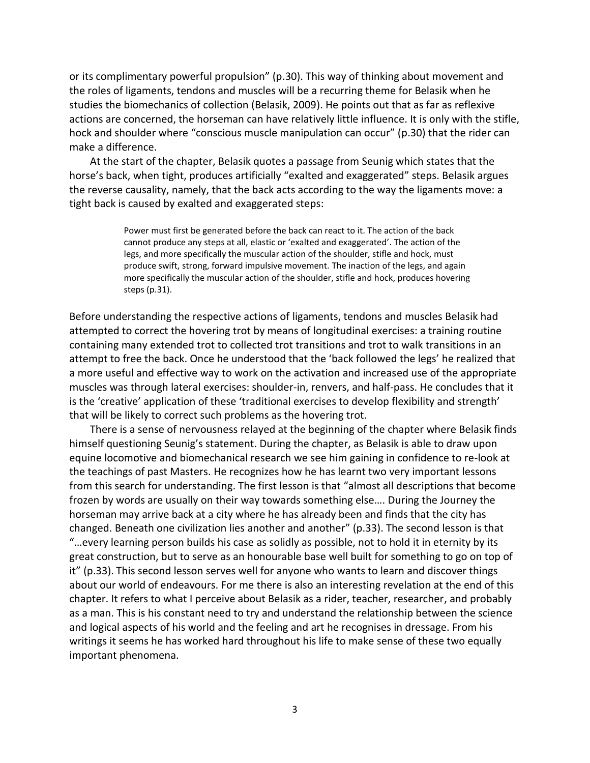or its complimentary powerful propulsion" (p.30). This way of thinking about movement and the roles of ligaments, tendons and muscles will be a recurring theme for Belasik when he studies the biomechanics of collection (Belasik, 2009). He points out that as far as reflexive actions are concerned, the horseman can have relatively little influence. It is only with the stifle, hock and shoulder where "conscious muscle manipulation can occur" (p.30) that the rider can make a difference.

At the start of the chapter, Belasik quotes a passage from Seunig which states that the horse's back, when tight, produces artificially "exalted and exaggerated" steps. Belasik argues the reverse causality, namely, that the back acts according to the way the ligaments move: a tight back is caused by exalted and exaggerated steps:

> Power must first be generated before the back can react to it. The action of the back cannot produce any steps at all, elastic or 'exalted and exaggerated'. The action of the legs, and more specifically the muscular action of the shoulder, stifle and hock, must produce swift, strong, forward impulsive movement. The inaction of the legs, and again more specifically the muscular action of the shoulder, stifle and hock, produces hovering steps (p.31).

Before understanding the respective actions of ligaments, tendons and muscles Belasik had attempted to correct the hovering trot by means of longitudinal exercises: a training routine containing many extended trot to collected trot transitions and trot to walk transitions in an attempt to free the back. Once he understood that the 'back followed the legs' he realized that a more useful and effective way to work on the activation and increased use of the appropriate muscles was through lateral exercises: shoulder-in, renvers, and half-pass. He concludes that it is the 'creative' application of these 'traditional exercises to develop flexibility and strength' that will be likely to correct such problems as the hovering trot.

There is a sense of nervousness relayed at the beginning of the chapter where Belasik finds himself questioning Seunig's statement. During the chapter, as Belasik is able to draw upon equine locomotive and biomechanical research we see him gaining in confidence to re-look at the teachings of past Masters. He recognizes how he has learnt two very important lessons from this search for understanding. The first lesson is that "almost all descriptions that become frozen by words are usually on their way towards something else…. During the Journey the horseman may arrive back at a city where he has already been and finds that the city has changed. Beneath one civilization lies another and another" (p.33). The second lesson is that "…every learning person builds his case as solidly as possible, not to hold it in eternity by its great construction, but to serve as an honourable base well built for something to go on top of it" (p.33). This second lesson serves well for anyone who wants to learn and discover things about our world of endeavours. For me there is also an interesting revelation at the end of this chapter. It refers to what I perceive about Belasik as a rider, teacher, researcher, and probably as a man. This is his constant need to try and understand the relationship between the science and logical aspects of his world and the feeling and art he recognises in dressage. From his writings it seems he has worked hard throughout his life to make sense of these two equally important phenomena.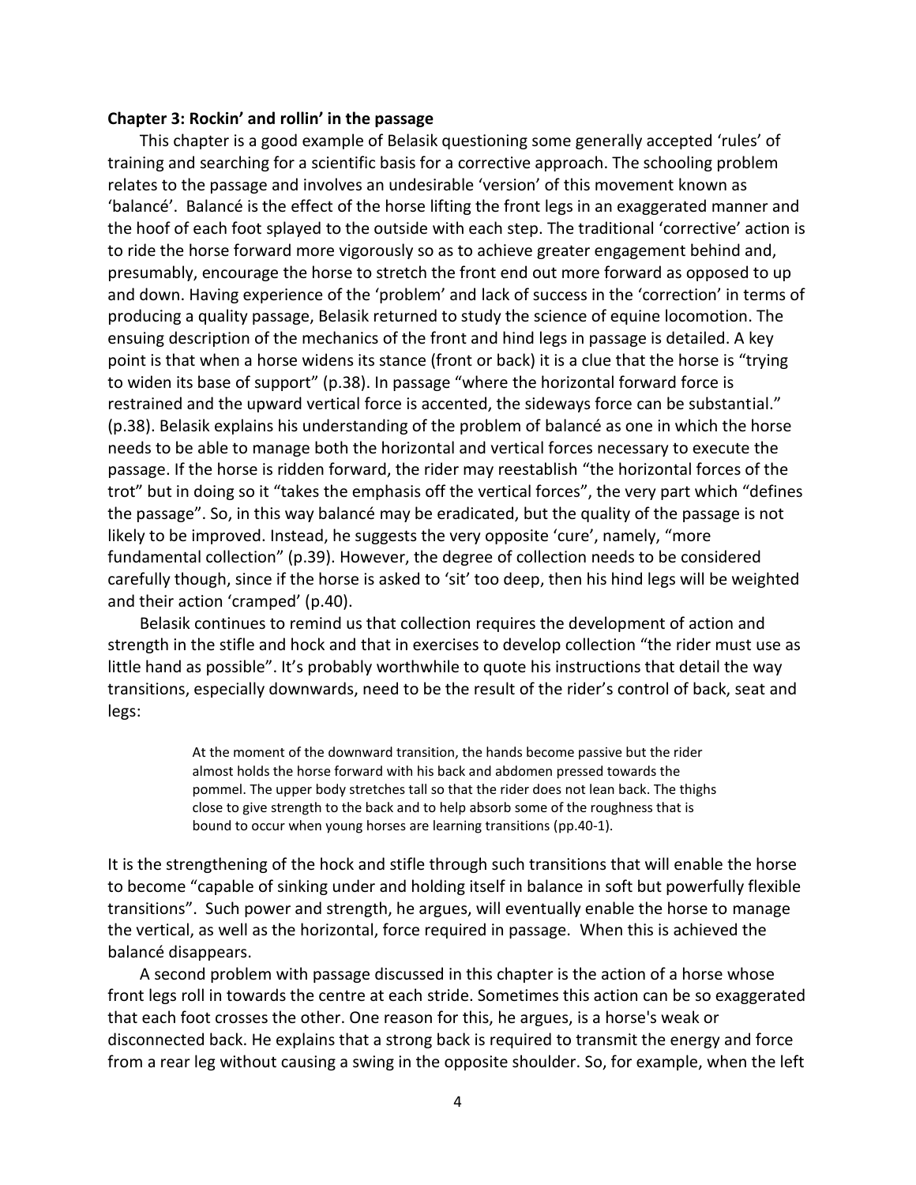**Chapter 3: Rockin' and rollin' in the passage**

This chapter is a good example of Belasik questioning some generally accepted 'rules' of training and searching for a scientific basis for a corrective approach. The schooling problem relates to the passage and involves an undesirable 'version' of this movement known as 'balancé'. Balancé is the effect of the horse lifting the front legs in an exaggerated manner and the hoof of each foot splayed to the outside with each step. The traditional 'corrective' action is to ride the horse forward more vigorously so as to achieve greater engagement behind and, presumably, encourage the horse to stretch the front end out more forward as opposed to up and down. Having experience of the 'problem' and lack of success in the 'correction' in terms of producing a quality passage, Belasik returned to study the science of equine locomotion. The ensuing description of the mechanics of the front and hind legs in passage is detailed. A key point is that when a horse widens its stance (front or back) it is a clue that the horse is "trying to widen its base of support" (p.38). In passage "where the horizontal forward force is restrained and the upward vertical force is accented, the sideways force can be substantial." (p.38). Belasik explains his understanding of the problem of balancé as one in which the horse needs to be able to manage both the horizontal and vertical forces necessary to execute the passage. If the horse is ridden forward, the rider may reestablish "the horizontal forces of the trot" but in doing so it "takes the emphasis off the vertical forces", the very part which "defines the passage". So, in this way balancé may be eradicated, but the quality of the passage is not likely to be improved. Instead, he suggests the very opposite 'cure', namely, "more fundamental collection" (p.39). However, the degree of collection needs to be considered carefully though, since if the horse is asked to 'sit' too deep, then his hind legs will be weighted and their action 'cramped' (p.40).

Belasik continues to remind us that collection requires the development of action and strength in the stifle and hock and that in exercises to develop collection "the rider must use as little hand as possible". It's probably worthwhile to quote his instructions that detail the way transitions, especially downwards, need to be the result of the rider's control of back, seat and legs:

> At the moment of the downward transition, the hands become passive but the rider almost holds the horse forward with his back and abdomen pressed towards the pommel. The upper body stretches tall so that the rider does not lean back. The thighs close to give strength to the back and to help absorb some of the roughness that is bound to occur when young horses are learning transitions (pp.40-1).

It is the strengthening of the hock and stifle through such transitions that will enable the horse to become "capable of sinking under and holding itself in balance in soft but powerfully flexible transitions". Such power and strength, he argues, will eventually enable the horse to manage the vertical, as well as the horizontal, force required in passage. When this is achieved the balancé disappears.

A second problem with passage discussed in this chapter is the action of a horse whose front legs roll in towards the centre at each stride. Sometimes this action can be so exaggerated that each foot crosses the other. One reason for this, he argues, is a horse's weak or disconnected back. He explains that a strong back is required to transmit the energy and force from a rear leg without causing a swing in the opposite shoulder. So, for example, when the left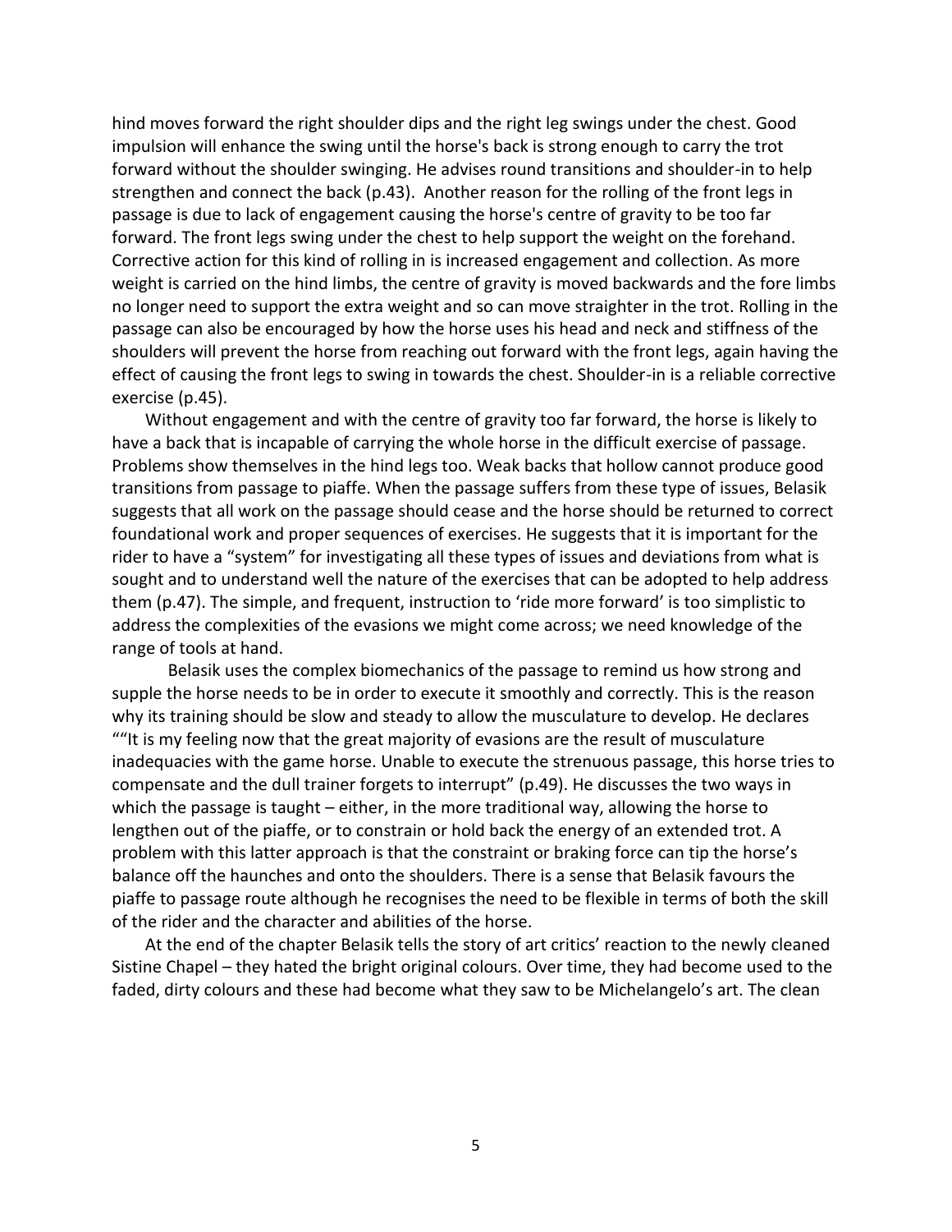hind moves forward the right shoulder dips and the right leg swings under the chest. Good impulsion will enhance the swing until the horse's back is strong enough to carry the trot forward without the shoulder swinging. He advises round transitions and shoulder-in to help strengthen and connect the back (p.43). Another reason for the rolling of the front legs in passage is due to lack of engagement causing the horse's centre of gravity to be too far forward. The front legs swing under the chest to help support the weight on the forehand. Corrective action for this kind of rolling in is increased engagement and collection. As more weight is carried on the hind limbs, the centre of gravity is moved backwards and the fore limbs no longer need to support the extra weight and so can move straighter in the trot. Rolling in the passage can also be encouraged by how the horse uses his head and neck and stiffness of the shoulders will prevent the horse from reaching out forward with the front legs, again having the effect of causing the front legs to swing in towards the chest. Shoulder-in is a reliable corrective exercise (p.45).

Without engagement and with the centre of gravity too far forward, the horse is likely to have a back that is incapable of carrying the whole horse in the difficult exercise of passage. Problems show themselves in the hind legs too. Weak backs that hollow cannot produce good transitions from passage to piaffe. When the passage suffers from these type of issues, Belasik suggests that all work on the passage should cease and the horse should be returned to correct foundational work and proper sequences of exercises. He suggests that it is important for the rider to have a "system" for investigating all these types of issues and deviations from what is sought and to understand well the nature of the exercises that can be adopted to help address them (p.47). The simple, and frequent, instruction to 'ride more forward' is too simplistic to address the complexities of the evasions we might come across; we need knowledge of the range of tools at hand.

Belasik uses the complex biomechanics of the passage to remind us how strong and supple the horse needs to be in order to execute it smoothly and correctly. This is the reason why its training should be slow and steady to allow the musculature to develop. He declares ""It is my feeling now that the great majority of evasions are the result of musculature inadequacies with the game horse. Unable to execute the strenuous passage, this horse tries to compensate and the dull trainer forgets to interrupt" (p.49). He discusses the two ways in which the passage is taught – either, in the more traditional way, allowing the horse to lengthen out of the piaffe, or to constrain or hold back the energy of an extended trot. A problem with this latter approach is that the constraint or braking force can tip the horse's balance off the haunches and onto the shoulders. There is a sense that Belasik favours the piaffe to passage route although he recognises the need to be flexible in terms of both the skill of the rider and the character and abilities of the horse.

At the end of the chapter Belasik tells the story of art critics' reaction to the newly cleaned Sistine Chapel – they hated the bright original colours. Over time, they had become used to the faded, dirty colours and these had become what they saw to be Michelangelo's art. The clean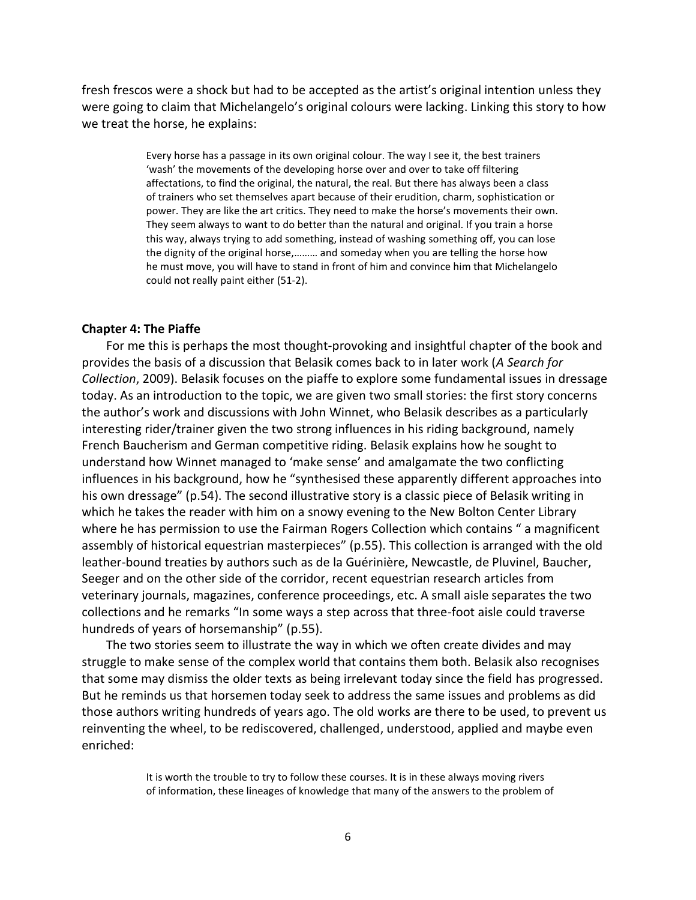fresh frescos were a shock but had to be accepted as the artist's original intention unless they were going to claim that Michelangelo's original colours were lacking. Linking this story to how we treat the horse, he explains:

> Every horse has a passage in its own original colour. The way I see it, the best trainers 'wash' the movements of the developing horse over and over to take off filtering affectations, to find the original, the natural, the real. But there has always been a class of trainers who set themselves apart because of their erudition, charm, sophistication or power. They are like the art critics. They need to make the horse's movements their own. They seem always to want to do better than the natural and original. If you train a horse this way, always trying to add something, instead of washing something off, you can lose the dignity of the original horse,……… and someday when you are telling the horse how he must move, you will have to stand in front of him and convince him that Michelangelo could not really paint either (51-2).

### Chapter 4: The Piaffe

For me this is perhaps the most thought-provoking and insightful chapter of the book and provides the basis of a discussion that Belasik comes back to in later work (*A Search for Collection*, 2009). Belasik focuses on the piaffe to explore some fundamental issues in dressage today. As an introduction to the topic, we are given two small stories: the first story concerns the author's work and discussions with John Winnet, who Belasik describes as a particularly interesting rider/trainer given the two strong influences in his riding background, namely French Baucherism and German competitive riding. Belasik explains how he sought to understand how Winnet managed to 'make sense' and amalgamate the two conflicting influences in his background, how he "synthesised these apparently different approaches into his own dressage" (p.54). The second illustrative story is a classic piece of Belasik writing in which he takes the reader with him on a snowy evening to the New Bolton Center Library where he has permission to use the Fairman Rogers Collection which contains " a magnificent assembly of historical equestrian masterpieces" (p.55). This collection is arranged with the old leather-bound treaties by authors such as de la Guérinière, Newcastle, de Pluvinel, Baucher, Seeger and on the other side of the corridor, recent equestrian research articles from veterinary journals, magazines, conference proceedings, etc. A small aisle separates the two collections and he remarks "In some ways a step across that three-foot aisle could traverse hundreds of years of horsemanship" (p.55).

The two stories seem to illustrate the way in which we often create divides and may struggle to make sense of the complex world that contains them both. Belasik also recognises that some may dismiss the older texts as being irrelevant today since the field has progressed. But he reminds us that horsemen today seek to address the same issues and problems as did those authors writing hundreds of years ago. The old works are there to be used, to prevent us reinventing the wheel, to be rediscovered, challenged, understood, applied and maybe even enriched:

> It is worth the trouble to try to follow these courses. It is in these always moving rivers of information, these lineages of knowledge that many of the answers to the problem of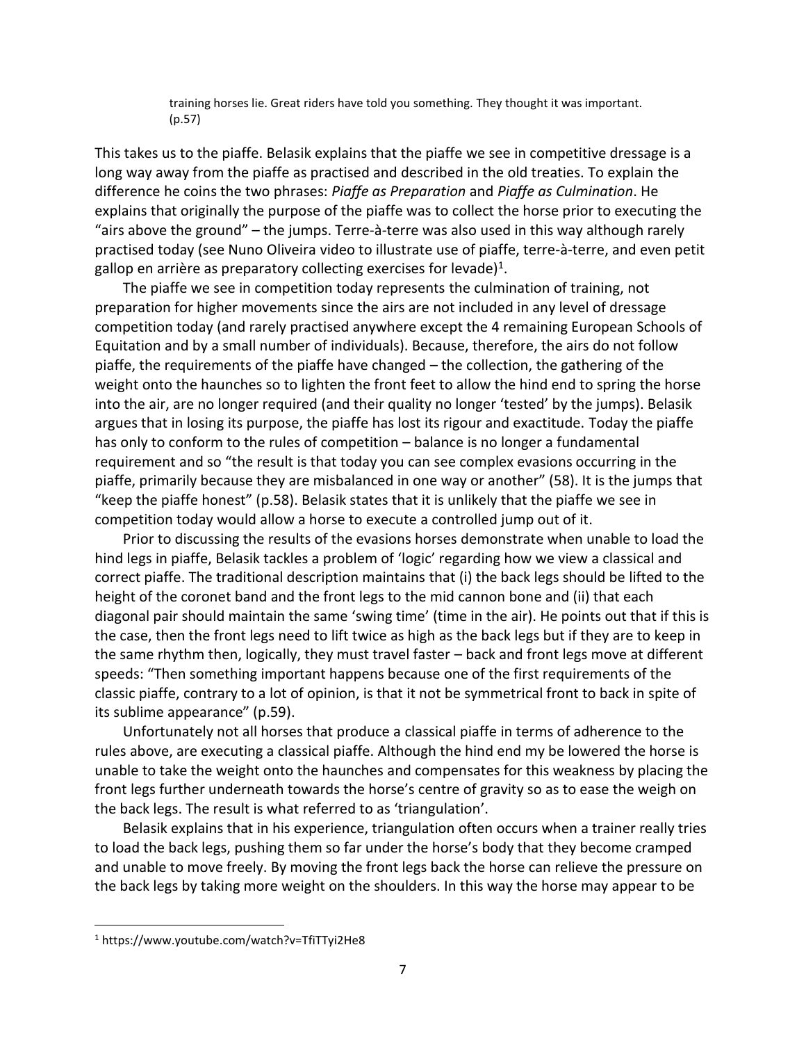training horses lie. Great riders have told you something. They thought it was important. (p.57)

This takes us to the piaffe. Belasik explains that the piaffe we see in competitive dressage is a long way away from the piaffe as practised and described in the old treaties. To explain the difference he coins the two phrases: *Piaffe as Preparation* and *Piaffe as Culmination*. He explains that originally the purpose of the piaffe was to collect the horse prior to executing the "airs above the ground" – the jumps. Terre-à-terre was also used in this way although rarely practised today (see Nuno Oliveira video to illustrate use of piaffe, terre-à-terre, and even petit gallop en arrière as preparatory collecting exercises for levade)[1].

The piaffe we see in competition today represents the culmination of training, not preparation for higher movements since the airs are not included in any level of dressage competition today (and rarely practised anywhere except the 4 remaining European Schools of Equitation and by a small number of individuals). Because, therefore, the airs do not follow piaffe, the requirements of the piaffe have changed – the collection, the gathering of the weight onto the haunches so to lighten the front feet to allow the hind end to spring the horse into the air, are no longer required (and their quality no longer 'tested' by the jumps). Belasik argues that in losing its purpose, the piaffe has lost its rigour and exactitude. Today the piaffe has only to conform to the rules of competition – balance is no longer a fundamental requirement and so "the result is that today you can see complex evasions occurring in the piaffe, primarily because they are misbalanced in one way or another" (58). It is the jumps that "keep the piaffe honest" (p.58). Belasik states that it is unlikely that the piaffe we see in competition today would allow a horse to execute a controlled jump out of it.

Prior to discussing the results of the evasions horses demonstrate when unable to load the hind legs in piaffe, Belasik tackles a problem of 'logic' regarding how we view a classical and correct piaffe. The traditional description maintains that (i) the back legs should be lifted to the height of the coronet band and the front legs to the mid cannon bone and (ii) that each diagonal pair should maintain the same 'swing time' (time in the air). He points out that if this is the case, then the front legs need to lift twice as high as the back legs but if they are to keep in the same rhythm then, logically, they must travel faster – back and front legs move at different speeds: "Then something important happens because one of the first requirements of the classic piaffe, contrary to a lot of opinion, is that it not be symmetrical front to back in spite of its sublime appearance" (p.59).

Unfortunately not all horses that produce a classical piaffe in terms of adherence to the rules above, are executing a classical piaffe. Although the hind end my be lowered the horse is unable to take the weight onto the haunches and compensates for this weakness by placing the front legs further underneath towards the horse's centre of gravity so as to ease the weigh on the back legs. The result is what referred to as 'triangulation'.

Belasik explains that in his experience, triangulation often occurs when a trainer really tries to load the back legs, pushing them so far under the horse's body that they become cramped and unable to move freely. By moving the front legs back the horse can relieve the pressure on the back legs by taking more weight on the shoulders. In this way the horse may appear to be

[1] https://www.youtube.com/watch?v=TfiTTyi2He8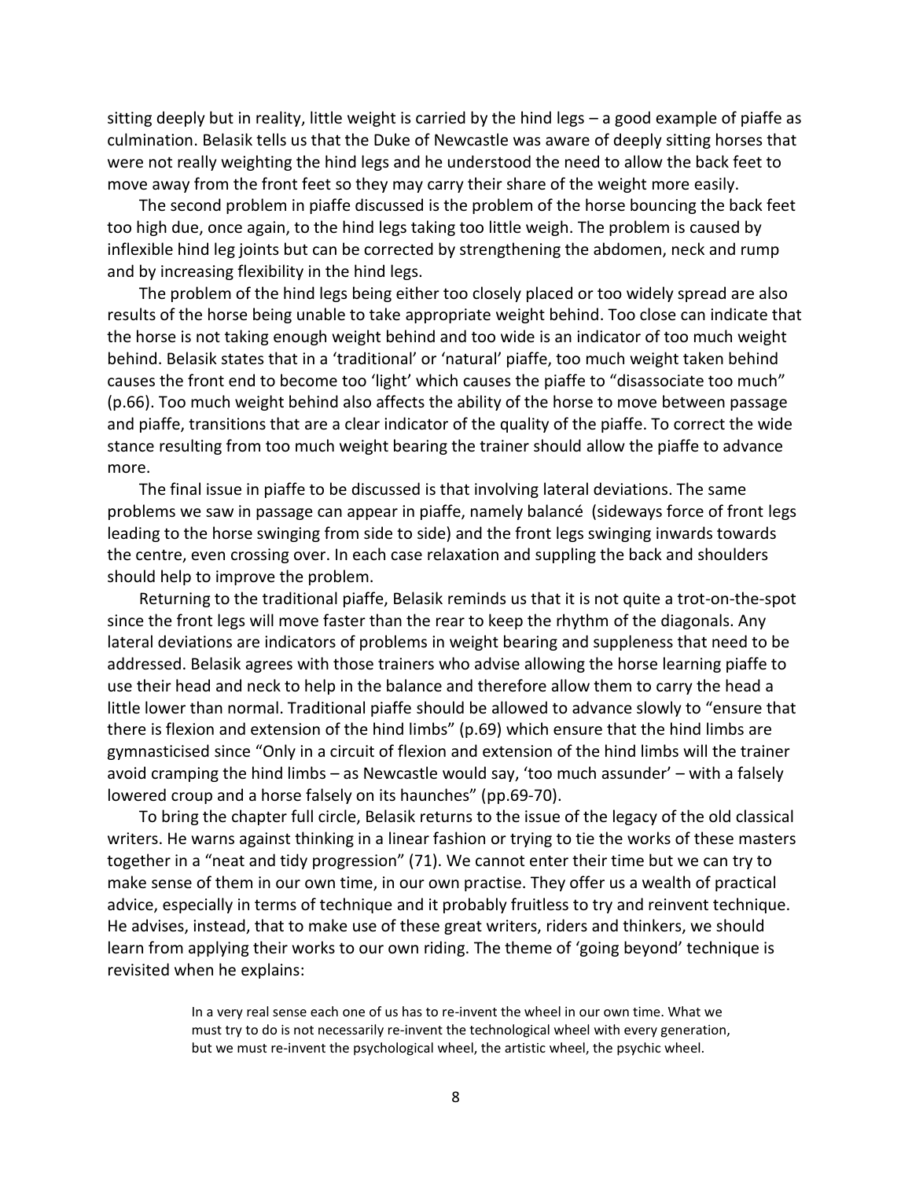sitting deeply but in reality, little weight is carried by the hind legs – a good example of piaffe as culmination. Belasik tells us that the Duke of Newcastle was aware of deeply sitting horses that were not really weighting the hind legs and he understood the need to allow the back feet to move away from the front feet so they may carry their share of the weight more easily.

The second problem in piaffe discussed is the problem of the horse bouncing the back feet too high due, once again, to the hind legs taking too little weigh. The problem is caused by inflexible hind leg joints but can be corrected by strengthening the abdomen, neck and rump and by increasing flexibility in the hind legs.

The problem of the hind legs being either too closely placed or too widely spread are also results of the horse being unable to take appropriate weight behind. Too close can indicate that the horse is not taking enough weight behind and too wide is an indicator of too much weight behind. Belasik states that in a 'traditional' or 'natural' piaffe, too much weight taken behind causes the front end to become too 'light' which causes the piaffe to "disassociate too much" (p.66). Too much weight behind also affects the ability of the horse to move between passage and piaffe, transitions that are a clear indicator of the quality of the piaffe. To correct the wide stance resulting from too much weight bearing the trainer should allow the piaffe to advance more.

The final issue in piaffe to be discussed is that involving lateral deviations. The same problems we saw in passage can appear in piaffe, namely balancé (sideways force of front legs leading to the horse swinging from side to side) and the front legs swinging inwards towards the centre, even crossing over. In each case relaxation and suppling the back and shoulders should help to improve the problem.

Returning to the traditional piaffe, Belasik reminds us that it is not quite a trot-on-the-spot since the front legs will move faster than the rear to keep the rhythm of the diagonals. Any lateral deviations are indicators of problems in weight bearing and suppleness that need to be addressed. Belasik agrees with those trainers who advise allowing the horse learning piaffe to use their head and neck to help in the balance and therefore allow them to carry the head a little lower than normal. Traditional piaffe should be allowed to advance slowly to "ensure that there is flexion and extension of the hind limbs" (p.69) which ensure that the hind limbs are gymnasticised since "Only in a circuit of flexion and extension of the hind limbs will the trainer avoid cramping the hind limbs – as Newcastle would say, 'too much assunder' – with a falsely lowered croup and a horse falsely on its haunches" (pp.69-70).

To bring the chapter full circle, Belasik returns to the issue of the legacy of the old classical writers. He warns against thinking in a linear fashion or trying to tie the works of these masters together in a "neat and tidy progression" (71). We cannot enter their time but we can try to make sense of them in our own time, in our own practise. They offer us a wealth of practical advice, especially in terms of technique and it probably fruitless to try and reinvent technique. He advises, instead, that to make use of these great writers, riders and thinkers, we should learn from applying their works to our own riding. The theme of 'going beyond' technique is revisited when he explains:

> In a very real sense each one of us has to re-invent the wheel in our own time. What we must try to do is not necessarily re-invent the technological wheel with every generation, but we must re-invent the psychological wheel, the artistic wheel, the psychic wheel.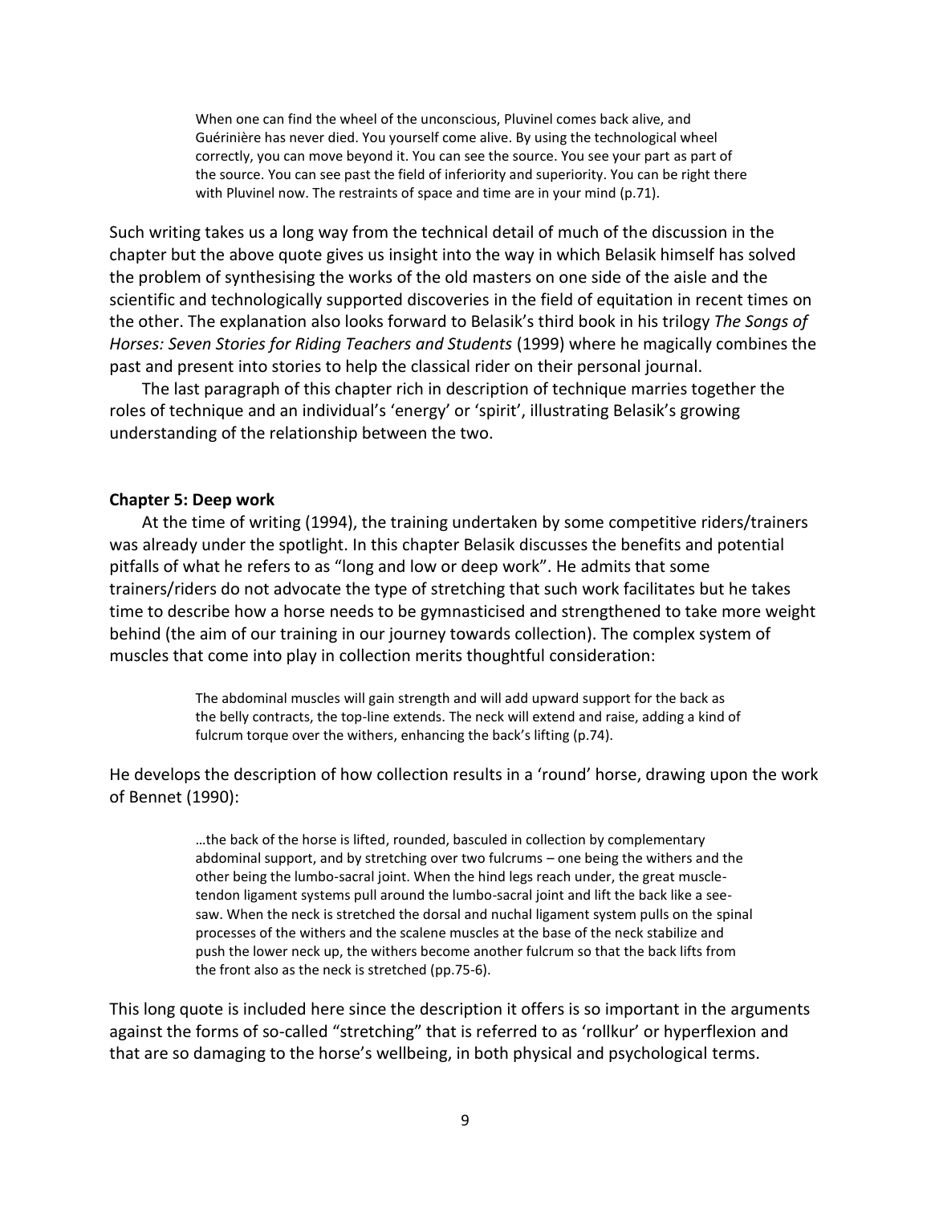> When one can find the wheel of the unconscious, Pluvinel comes back alive, and Guérinière has never died. You yourself come alive. By using the technological wheel correctly, you can move beyond it. You can see the source. You see your part as part of the source. You can see past the field of inferiority and superiority. You can be right there with Pluvinel now. The restraints of space and time are in your mind (p.71).

Such writing takes us a long way from the technical detail of much of the discussion in the chapter but the above quote gives us insight into the way in which Belasik himself has solved the problem of synthesising the works of the old masters on one side of the aisle and the scientific and technologically supported discoveries in the field of equitation in recent times on the other. The explanation also looks forward to Belasik's third book in his trilogy *The Songs of Horses: Seven Stories for Riding Teachers and Students* (1999) where he magically combines the past and present into stories to help the classical rider on their personal journal.

The last paragraph of this chapter rich in description of technique marries together the roles of technique and an individual's 'energy' or 'spirit', illustrating Belasik's growing understanding of the relationship between the two.

**Chapter 5: Deep work**

At the time of writing (1994), the training undertaken by some competitive riders/trainers was already under the spotlight. In this chapter Belasik discusses the benefits and potential pitfalls of what he refers to as "long and low or deep work". He admits that some trainers/riders do not advocate the type of stretching that such work facilitates but he takes time to describe how a horse needs to be gymnasticised and strengthened to take more weight behind (the aim of our training in our journey towards collection). The complex system of muscles that come into play in collection merits thoughtful consideration:

> The abdominal muscles will gain strength and will add upward support for the back as the belly contracts, the top-line extends. The neck will extend and raise, adding a kind of fulcrum torque over the withers, enhancing the back's lifting (p.74).

He develops the description of how collection results in a 'round' horse, drawing upon the work of Bennet (1990):

> …the back of the horse is lifted, rounded, basculed in collection by complementary abdominal support, and by stretching over two fulcrums – one being the withers and the other being the lumbo-sacral joint. When the hind legs reach under, the great muscle-tendon ligament systems pull around the lumbo-sacral joint and lift the back like a see-saw. When the neck is stretched the dorsal and nuchal ligament system pulls on the spinal processes of the withers and the scalene muscles at the base of the neck stabilize and push the lower neck up, the withers become another fulcrum so that the back lifts from the front also as the neck is stretched (pp.75-6).

This long quote is included here since the description it offers is so important in the arguments against the forms of so-called "stretching" that is referred to as 'rollkur' or hyperflexion and that are so damaging to the horse's wellbeing, in both physical and psychological terms.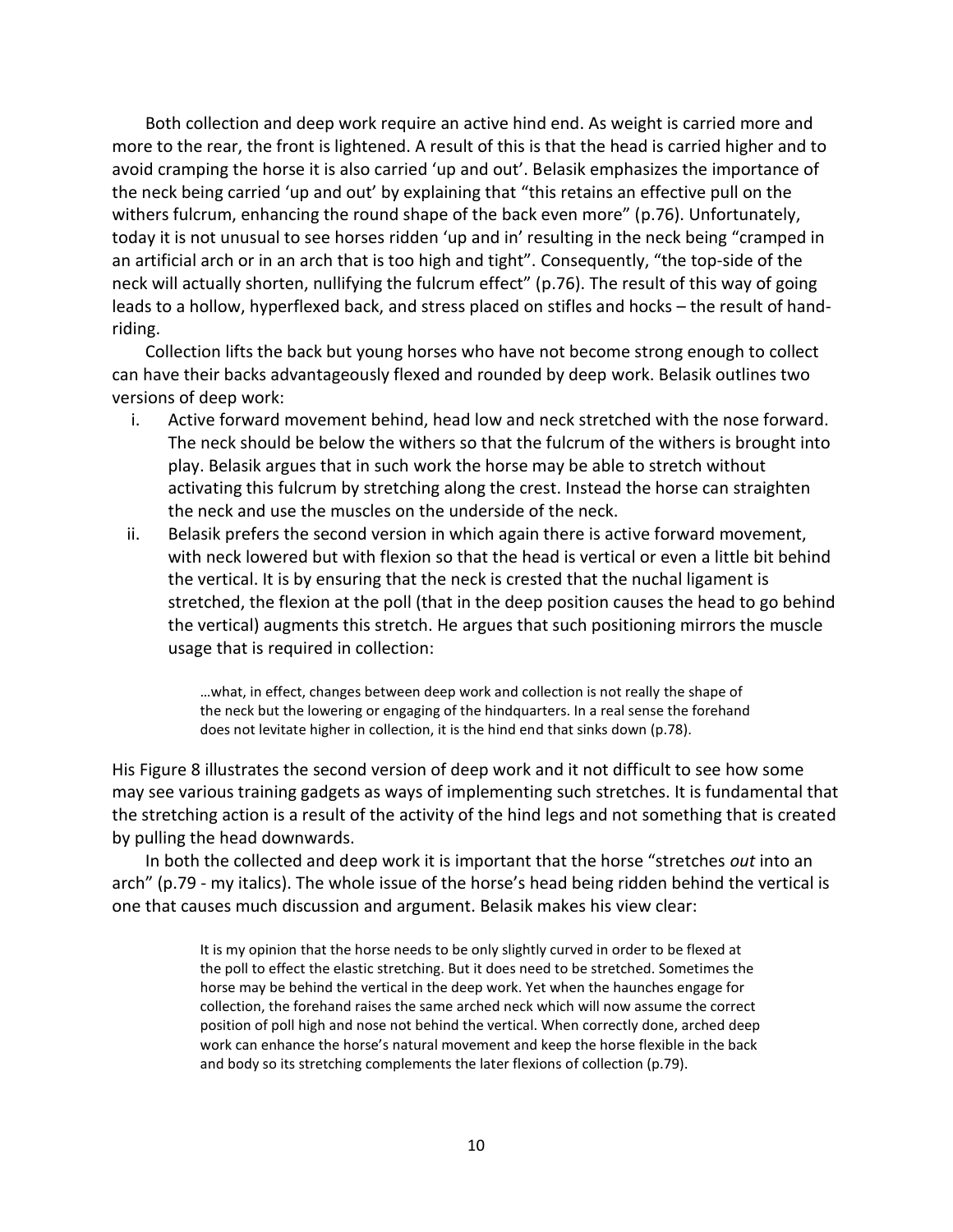Both collection and deep work require an active hind end. As weight is carried more and more to the rear, the front is lightened. A result of this is that the head is carried higher and to avoid cramping the horse it is also carried 'up and out'. Belasik emphasizes the importance of the neck being carried 'up and out' by explaining that "this retains an effective pull on the withers fulcrum, enhancing the round shape of the back even more" (p.76). Unfortunately, today it is not unusual to see horses ridden 'up and in' resulting in the neck being "cramped in an artificial arch or in an arch that is too high and tight". Consequently, "the top-side of the neck will actually shorten, nullifying the fulcrum effect" (p.76). The result of this way of going leads to a hollow, hyperflexed back, and stress placed on stifles and hocks – the result of hand-riding.

Collection lifts the back but young horses who have not become strong enough to collect can have their backs advantageously flexed and rounded by deep work. Belasik outlines two versions of deep work:

i. Active forward movement behind, head low and neck stretched with the nose forward. The neck should be below the withers so that the fulcrum of the withers is brought into play. Belasik argues that in such work the horse may be able to stretch without activating this fulcrum by stretching along the crest. Instead the horse can straighten the neck and use the muscles on the underside of the neck.
ii. Belasik prefers the second version in which again there is active forward movement, with neck lowered but with flexion so that the head is vertical or even a little bit behind the vertical. It is by ensuring that the neck is crested that the nuchal ligament is stretched, the flexion at the poll (that in the deep position causes the head to go behind the vertical) augments this stretch. He argues that such positioning mirrors the muscle usage that is required in collection:

> …what, in effect, changes between deep work and collection is not really the shape of the neck but the lowering or engaging of the hindquarters. In a real sense the forehand does not levitate higher in collection, it is the hind end that sinks down (p.78).

His Figure 8 illustrates the second version of deep work and it not difficult to see how some may see various training gadgets as ways of implementing such stretches. It is fundamental that the stretching action is a result of the activity of the hind legs and not something that is created by pulling the head downwards.

In both the collected and deep work it is important that the horse "stretches *out* into an arch" (p.79 - my italics). The whole issue of the horse's head being ridden behind the vertical is one that causes much discussion and argument. Belasik makes his view clear:

> It is my opinion that the horse needs to be only slightly curved in order to be flexed at the poll to effect the elastic stretching. But it does need to be stretched. Sometimes the horse may be behind the vertical in the deep work. Yet when the haunches engage for collection, the forehand raises the same arched neck which will now assume the correct position of poll high and nose not behind the vertical. When correctly done, arched deep work can enhance the horse's natural movement and keep the horse flexible in the back and body so its stretching complements the later flexions of collection (p.79).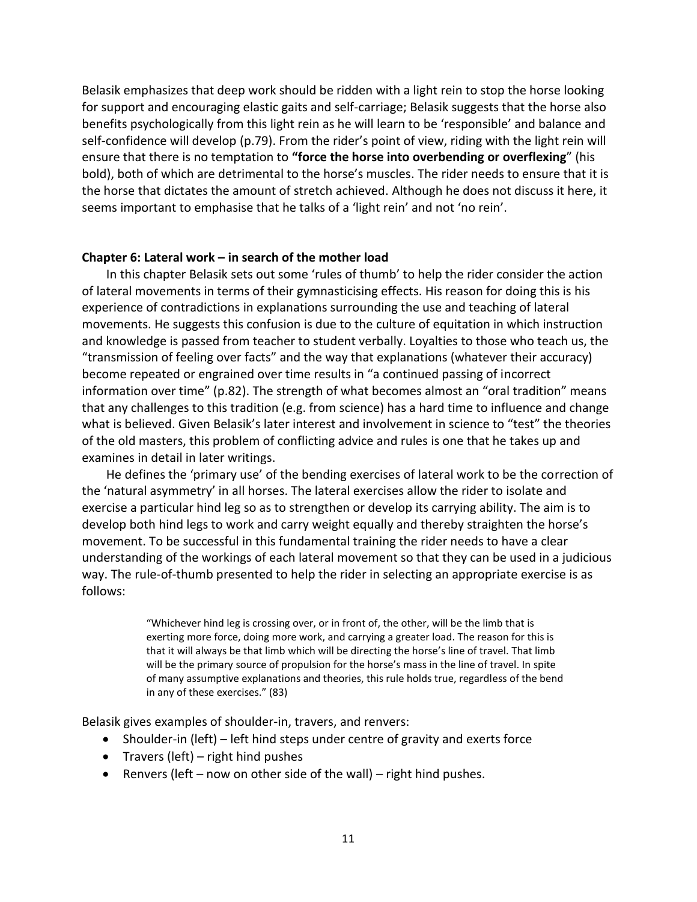Belasik emphasizes that deep work should be ridden with a light rein to stop the horse looking for support and encouraging elastic gaits and self-carriage; Belasik suggests that the horse also benefits psychologically from this light rein as he will learn to be 'responsible' and balance and self-confidence will develop (p.79). From the rider's point of view, riding with the light rein will ensure that there is no temptation to **"force the horse into overbending or overflexing**" (his bold), both of which are detrimental to the horse's muscles. The rider needs to ensure that it is the horse that dictates the amount of stretch achieved. Although he does not discuss it here, it seems important to emphasise that he talks of a 'light rein' and not 'no rein'.

**Chapter 6: Lateral work – in search of the mother load**

In this chapter Belasik sets out some 'rules of thumb' to help the rider consider the action of lateral movements in terms of their gymnasticising effects. His reason for doing this is his experience of contradictions in explanations surrounding the use and teaching of lateral movements. He suggests this confusion is due to the culture of equitation in which instruction and knowledge is passed from teacher to student verbally. Loyalties to those who teach us, the "transmission of feeling over facts" and the way that explanations (whatever their accuracy) become repeated or engrained over time results in "a continued passing of incorrect information over time" (p.82). The strength of what becomes almost an "oral tradition" means that any challenges to this tradition (e.g. from science) has a hard time to influence and change what is believed. Given Belasik's later interest and involvement in science to "test" the theories of the old masters, this problem of conflicting advice and rules is one that he takes up and examines in detail in later writings.

He defines the 'primary use' of the bending exercises of lateral work to be the correction of the 'natural asymmetry' in all horses. The lateral exercises allow the rider to isolate and exercise a particular hind leg so as to strengthen or develop its carrying ability. The aim is to develop both hind legs to work and carry weight equally and thereby straighten the horse's movement. To be successful in this fundamental training the rider needs to have a clear understanding of the workings of each lateral movement so that they can be used in a judicious way. The rule-of-thumb presented to help the rider in selecting an appropriate exercise is as follows:

> "Whichever hind leg is crossing over, or in front of, the other, will be the limb that is exerting more force, doing more work, and carrying a greater load. The reason for this is that it will always be that limb which will be directing the horse's line of travel. That limb will be the primary source of propulsion for the horse's mass in the line of travel. In spite of many assumptive explanations and theories, this rule holds true, regardless of the bend in any of these exercises." (83)

Belasik gives examples of shoulder-in, travers, and renvers:

- Shoulder-in (left) – left hind steps under centre of gravity and exerts force
- Travers (left) – right hind pushes
- Renvers (left – now on other side of the wall) – right hind pushes.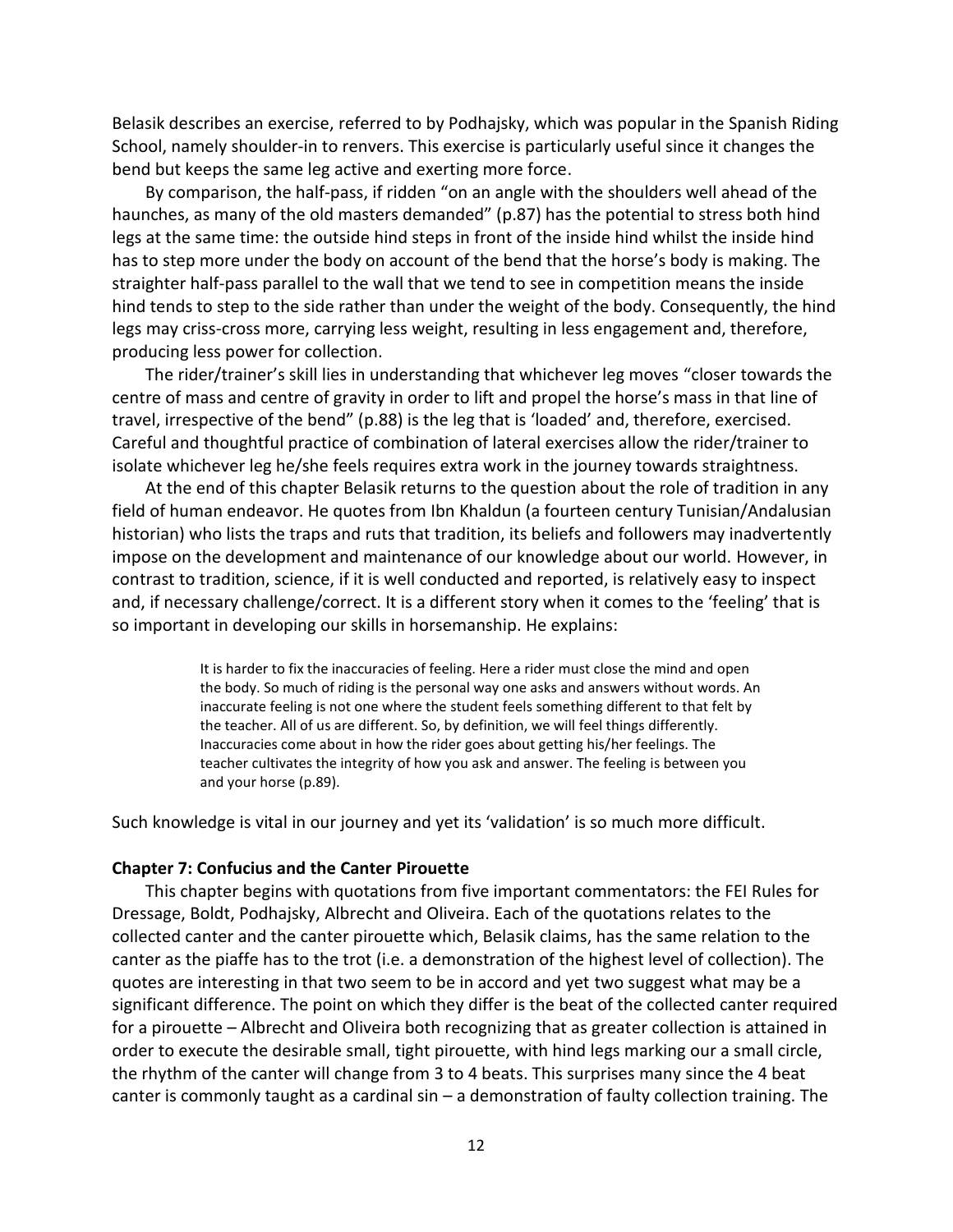Belasik describes an exercise, referred to by Podhajsky, which was popular in the Spanish Riding School, namely shoulder-in to renvers. This exercise is particularly useful since it changes the bend but keeps the same leg active and exerting more force.

By comparison, the half-pass, if ridden "on an angle with the shoulders well ahead of the haunches, as many of the old masters demanded" (p.87) has the potential to stress both hind legs at the same time: the outside hind steps in front of the inside hind whilst the inside hind has to step more under the body on account of the bend that the horse's body is making. The straighter half-pass parallel to the wall that we tend to see in competition means the inside hind tends to step to the side rather than under the weight of the body. Consequently, the hind legs may criss-cross more, carrying less weight, resulting in less engagement and, therefore, producing less power for collection.

The rider/trainer's skill lies in understanding that whichever leg moves "closer towards the centre of mass and centre of gravity in order to lift and propel the horse's mass in that line of travel, irrespective of the bend" (p.88) is the leg that is 'loaded' and, therefore, exercised. Careful and thoughtful practice of combination of lateral exercises allow the rider/trainer to isolate whichever leg he/she feels requires extra work in the journey towards straightness.

At the end of this chapter Belasik returns to the question about the role of tradition in any field of human endeavor. He quotes from Ibn Khaldun (a fourteen century Tunisian/Andalusian historian) who lists the traps and ruts that tradition, its beliefs and followers may inadvertently impose on the development and maintenance of our knowledge about our world. However, in contrast to tradition, science, if it is well conducted and reported, is relatively easy to inspect and, if necessary challenge/correct. It is a different story when it comes to the 'feeling' that is so important in developing our skills in horsemanship. He explains:

> It is harder to fix the inaccuracies of feeling. Here a rider must close the mind and open the body. So much of riding is the personal way one asks and answers without words. An inaccurate feeling is not one where the student feels something different to that felt by the teacher. All of us are different. So, by definition, we will feel things differently. Inaccuracies come about in how the rider goes about getting his/her feelings. The teacher cultivates the integrity of how you ask and answer. The feeling is between you and your horse (p.89).

Such knowledge is vital in our journey and yet its 'validation' is so much more difficult.

**Chapter 7: Confucius and the Canter Pirouette**

This chapter begins with quotations from five important commentators: the FEI Rules for Dressage, Boldt, Podhajsky, Albrecht and Oliveira. Each of the quotations relates to the collected canter and the canter pirouette which, Belasik claims, has the same relation to the canter as the piaffe has to the trot (i.e. a demonstration of the highest level of collection). The quotes are interesting in that two seem to be in accord and yet two suggest what may be a significant difference. The point on which they differ is the beat of the collected canter required for a pirouette – Albrecht and Oliveira both recognizing that as greater collection is attained in order to execute the desirable small, tight pirouette, with hind legs marking our a small circle, the rhythm of the canter will change from 3 to 4 beats. This surprises many since the 4 beat canter is commonly taught as a cardinal sin – a demonstration of faulty collection training. The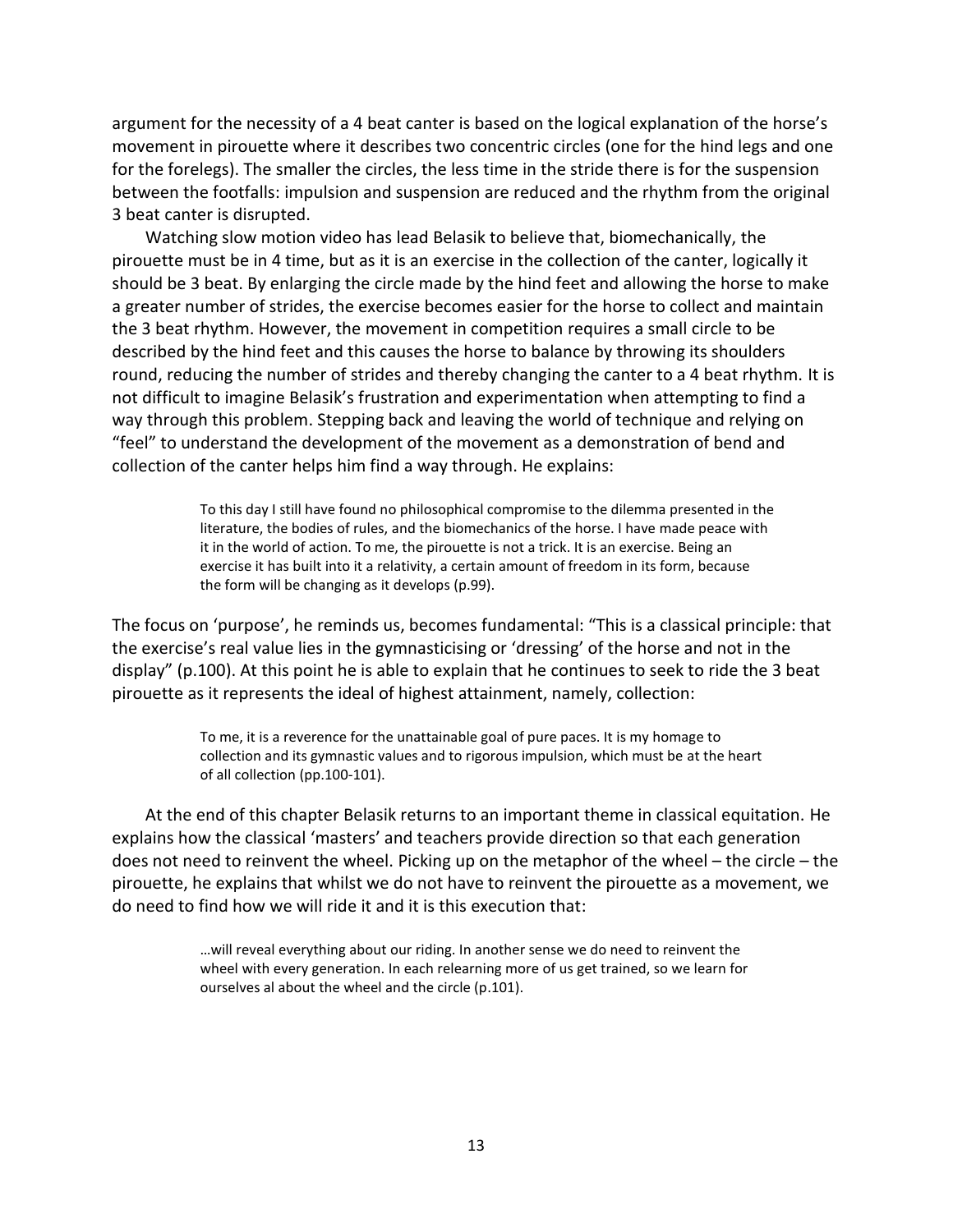argument for the necessity of a 4 beat canter is based on the logical explanation of the horse's movement in pirouette where it describes two concentric circles (one for the hind legs and one for the forelegs). The smaller the circles, the less time in the stride there is for the suspension between the footfalls: impulsion and suspension are reduced and the rhythm from the original 3 beat canter is disrupted.

Watching slow motion video has lead Belasik to believe that, biomechanically, the pirouette must be in 4 time, but as it is an exercise in the collection of the canter, logically it should be 3 beat. By enlarging the circle made by the hind feet and allowing the horse to make a greater number of strides, the exercise becomes easier for the horse to collect and maintain the 3 beat rhythm. However, the movement in competition requires a small circle to be described by the hind feet and this causes the horse to balance by throwing its shoulders round, reducing the number of strides and thereby changing the canter to a 4 beat rhythm. It is not difficult to imagine Belasik's frustration and experimentation when attempting to find a way through this problem. Stepping back and leaving the world of technique and relying on "feel" to understand the development of the movement as a demonstration of bend and collection of the canter helps him find a way through. He explains:

> To this day I still have found no philosophical compromise to the dilemma presented in the literature, the bodies of rules, and the biomechanics of the horse. I have made peace with it in the world of action. To me, the pirouette is not a trick. It is an exercise. Being an exercise it has built into it a relativity, a certain amount of freedom in its form, because the form will be changing as it develops (p.99).

The focus on 'purpose', he reminds us, becomes fundamental: "This is a classical principle: that the exercise's real value lies in the gymnasticising or 'dressing' of the horse and not in the display" (p.100). At this point he is able to explain that he continues to seek to ride the 3 beat pirouette as it represents the ideal of highest attainment, namely, collection:

> To me, it is a reverence for the unattainable goal of pure paces. It is my homage to collection and its gymnastic values and to rigorous impulsion, which must be at the heart of all collection (pp.100-101).

At the end of this chapter Belasik returns to an important theme in classical equitation. He explains how the classical 'masters' and teachers provide direction so that each generation does not need to reinvent the wheel. Picking up on the metaphor of the wheel – the circle – the pirouette, he explains that whilst we do not have to reinvent the pirouette as a movement, we do need to find how we will ride it and it is this execution that:

> …will reveal everything about our riding. In another sense we do need to reinvent the wheel with every generation. In each relearning more of us get trained, so we learn for ourselves al about the wheel and the circle (p.101).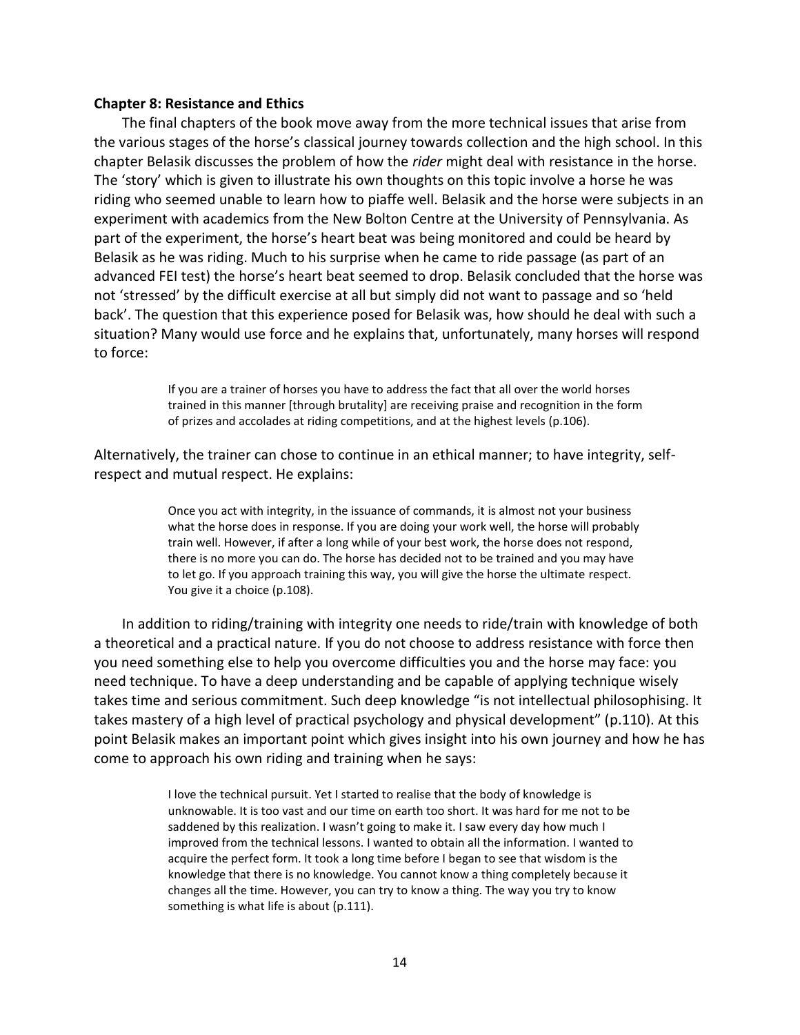**Chapter 8: Resistance and Ethics**

The final chapters of the book move away from the more technical issues that arise from the various stages of the horse's classical journey towards collection and the high school. In this chapter Belasik discusses the problem of how the *rider* might deal with resistance in the horse. The 'story' which is given to illustrate his own thoughts on this topic involve a horse he was riding who seemed unable to learn how to piaffe well. Belasik and the horse were subjects in an experiment with academics from the New Bolton Centre at the University of Pennsylvania. As part of the experiment, the horse's heart beat was being monitored and could be heard by Belasik as he was riding. Much to his surprise when he came to ride passage (as part of an advanced FEI test) the horse's heart beat seemed to drop. Belasik concluded that the horse was not 'stressed' by the difficult exercise at all but simply did not want to passage and so 'held back'. The question that this experience posed for Belasik was, how should he deal with such a situation? Many would use force and he explains that, unfortunately, many horses will respond to force:

> If you are a trainer of horses you have to address the fact that all over the world horses trained in this manner [through brutality] are receiving praise and recognition in the form of prizes and accolades at riding competitions, and at the highest levels (p.106).

Alternatively, the trainer can chose to continue in an ethical manner; to have integrity, self-respect and mutual respect. He explains:

> Once you act with integrity, in the issuance of commands, it is almost not your business what the horse does in response. If you are doing your work well, the horse will probably train well. However, if after a long while of your best work, the horse does not respond, there is no more you can do. The horse has decided not to be trained and you may have to let go. If you approach training this way, you will give the horse the ultimate respect. You give it a choice (p.108).

In addition to riding/training with integrity one needs to ride/train with knowledge of both a theoretical and a practical nature. If you do not choose to address resistance with force then you need something else to help you overcome difficulties you and the horse may face: you need technique. To have a deep understanding and be capable of applying technique wisely takes time and serious commitment. Such deep knowledge "is not intellectual philosophising. It takes mastery of a high level of practical psychology and physical development" (p.110). At this point Belasik makes an important point which gives insight into his own journey and how he has come to approach his own riding and training when he says:

> I love the technical pursuit. Yet I started to realise that the body of knowledge is unknowable. It is too vast and our time on earth too short. It was hard for me not to be saddened by this realization. I wasn't going to make it. I saw every day how much I improved from the technical lessons. I wanted to obtain all the information. I wanted to acquire the perfect form. It took a long time before I began to see that wisdom is the knowledge that there is no knowledge. You cannot know a thing completely because it changes all the time. However, you can try to know a thing. The way you try to know something is what life is about (p.111).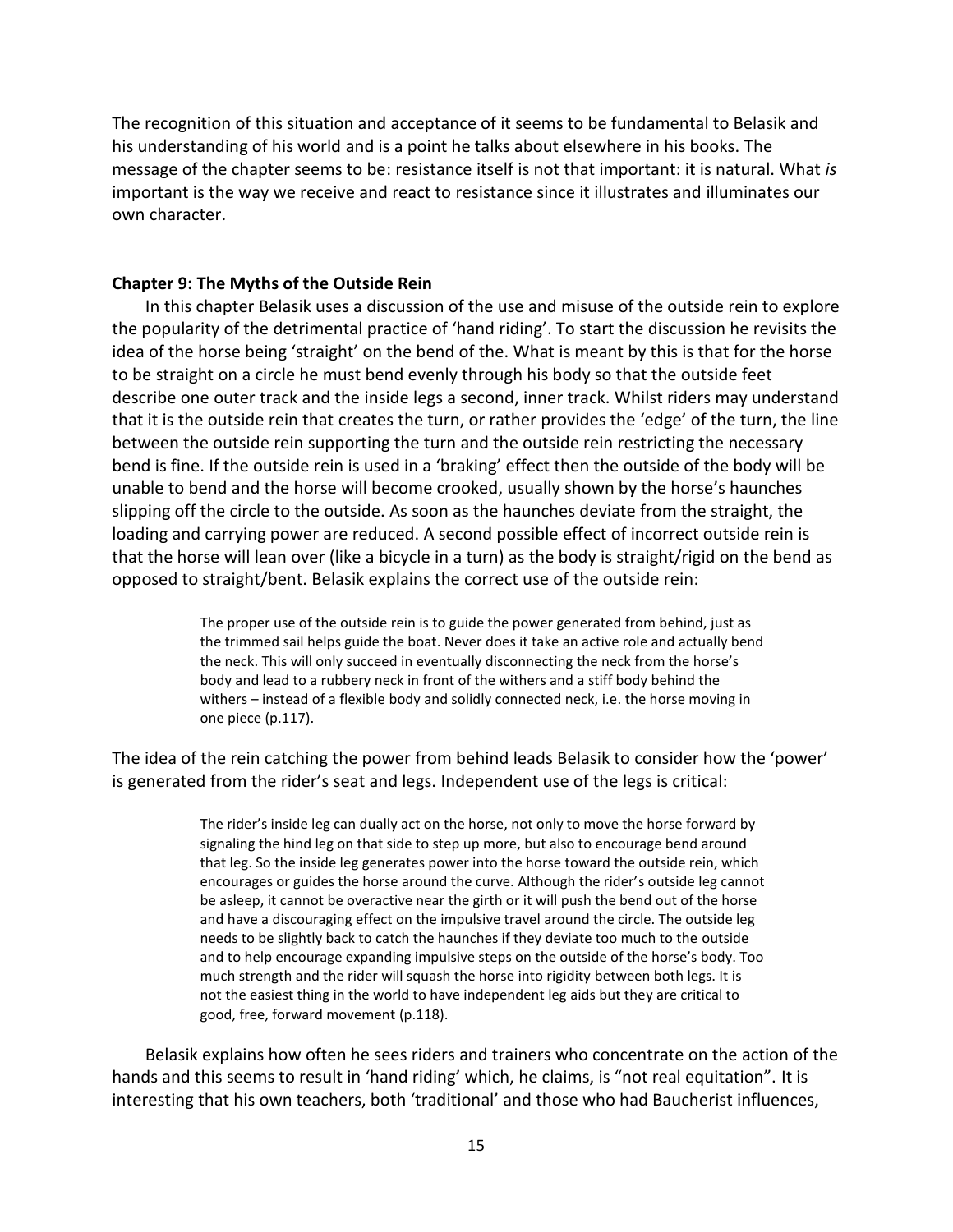The recognition of this situation and acceptance of it seems to be fundamental to Belasik and his understanding of his world and is a point he talks about elsewhere in his books. The message of the chapter seems to be: resistance itself is not that important: it is natural. What *is* important is the way we receive and react to resistance since it illustrates and illuminates our own character.

**Chapter 9: The Myths of the Outside Rein**

In this chapter Belasik uses a discussion of the use and misuse of the outside rein to explore the popularity of the detrimental practice of 'hand riding'. To start the discussion he revisits the idea of the horse being 'straight' on the bend of the. What is meant by this is that for the horse to be straight on a circle he must bend evenly through his body so that the outside feet describe one outer track and the inside legs a second, inner track. Whilst riders may understand that it is the outside rein that creates the turn, or rather provides the 'edge' of the turn, the line between the outside rein supporting the turn and the outside rein restricting the necessary bend is fine. If the outside rein is used in a 'braking' effect then the outside of the body will be unable to bend and the horse will become crooked, usually shown by the horse's haunches slipping off the circle to the outside. As soon as the haunches deviate from the straight, the loading and carrying power are reduced. A second possible effect of incorrect outside rein is that the horse will lean over (like a bicycle in a turn) as the body is straight/rigid on the bend as opposed to straight/bent. Belasik explains the correct use of the outside rein:

> The proper use of the outside rein is to guide the power generated from behind, just as the trimmed sail helps guide the boat. Never does it take an active role and actually bend the neck. This will only succeed in eventually disconnecting the neck from the horse's body and lead to a rubbery neck in front of the withers and a stiff body behind the withers – instead of a flexible body and solidly connected neck, i.e. the horse moving in one piece (p.117).

The idea of the rein catching the power from behind leads Belasik to consider how the 'power' is generated from the rider's seat and legs. Independent use of the legs is critical:

> The rider's inside leg can dually act on the horse, not only to move the horse forward by signaling the hind leg on that side to step up more, but also to encourage bend around that leg. So the inside leg generates power into the horse toward the outside rein, which encourages or guides the horse around the curve. Although the rider's outside leg cannot be asleep, it cannot be overactive near the girth or it will push the bend out of the horse and have a discouraging effect on the impulsive travel around the circle. The outside leg needs to be slightly back to catch the haunches if they deviate too much to the outside and to help encourage expanding impulsive steps on the outside of the horse's body. Too much strength and the rider will squash the horse into rigidity between both legs. It is not the easiest thing in the world to have independent leg aids but they are critical to good, free, forward movement (p.118).

Belasik explains how often he sees riders and trainers who concentrate on the action of the hands and this seems to result in 'hand riding' which, he claims, is "not real equitation". It is interesting that his own teachers, both 'traditional' and those who had Baucherist influences,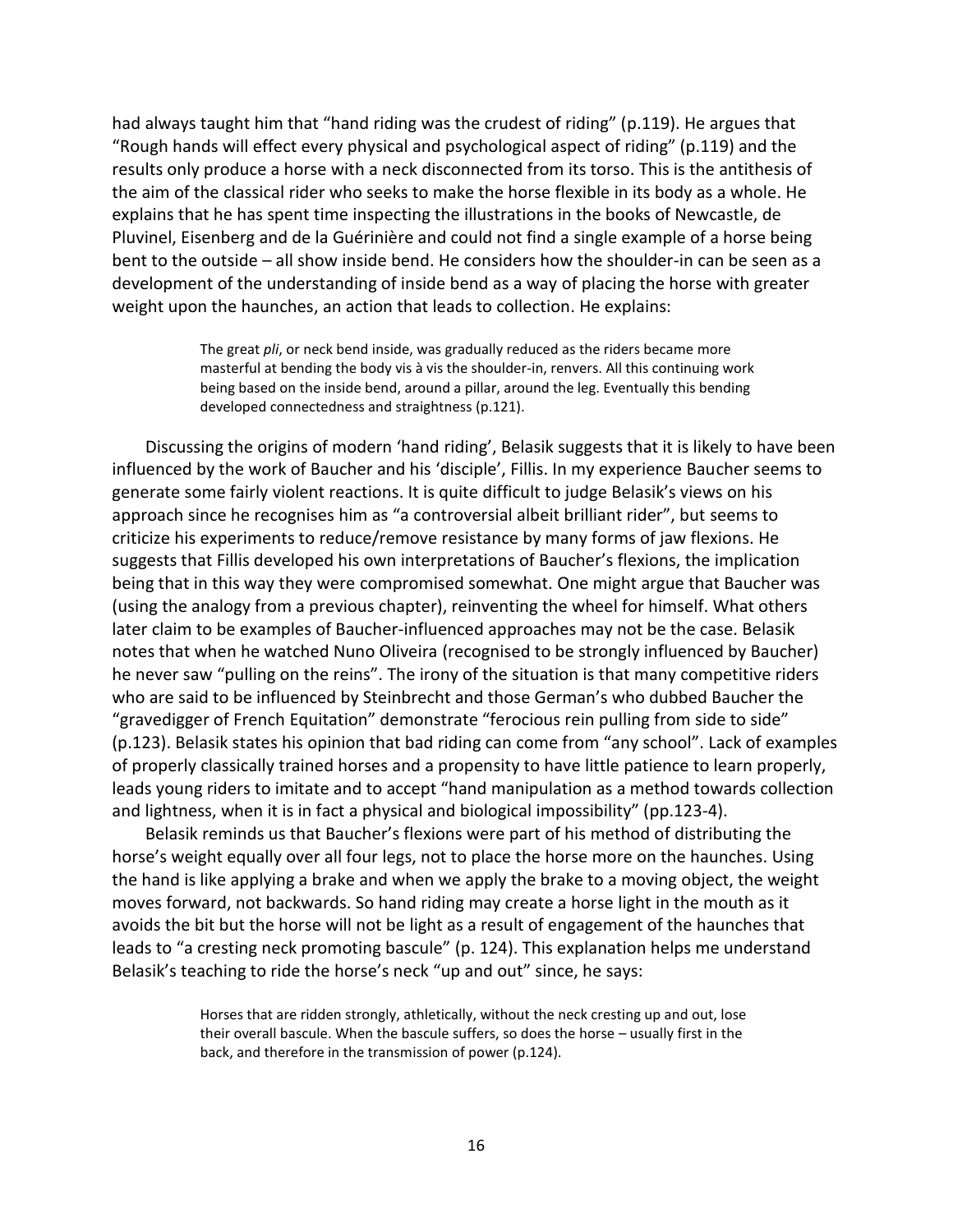had always taught him that "hand riding was the crudest of riding" (p.119). He argues that "Rough hands will effect every physical and psychological aspect of riding" (p.119) and the results only produce a horse with a neck disconnected from its torso. This is the antithesis of the aim of the classical rider who seeks to make the horse flexible in its body as a whole. He explains that he has spent time inspecting the illustrations in the books of Newcastle, de Pluvinel, Eisenberg and de la Guérinière and could not find a single example of a horse being bent to the outside – all show inside bend. He considers how the shoulder-in can be seen as a development of the understanding of inside bend as a way of placing the horse with greater weight upon the haunches, an action that leads to collection. He explains:

> The great *pli*, or neck bend inside, was gradually reduced as the riders became more masterful at bending the body vis à vis the shoulder-in, renvers. All this continuing work being based on the inside bend, around a pillar, around the leg. Eventually this bending developed connectedness and straightness (p.121).

Discussing the origins of modern 'hand riding', Belasik suggests that it is likely to have been influenced by the work of Baucher and his 'disciple', Fillis. In my experience Baucher seems to generate some fairly violent reactions. It is quite difficult to judge Belasik's views on his approach since he recognises him as "a controversial albeit brilliant rider", but seems to criticize his experiments to reduce/remove resistance by many forms of jaw flexions. He suggests that Fillis developed his own interpretations of Baucher's flexions, the implication being that in this way they were compromised somewhat. One might argue that Baucher was (using the analogy from a previous chapter), reinventing the wheel for himself. What others later claim to be examples of Baucher-influenced approaches may not be the case. Belasik notes that when he watched Nuno Oliveira (recognised to be strongly influenced by Baucher) he never saw "pulling on the reins". The irony of the situation is that many competitive riders who are said to be influenced by Steinbrecht and those German's who dubbed Baucher the "gravedigger of French Equitation" demonstrate "ferocious rein pulling from side to side" (p.123). Belasik states his opinion that bad riding can come from "any school". Lack of examples of properly classically trained horses and a propensity to have little patience to learn properly, leads young riders to imitate and to accept "hand manipulation as a method towards collection and lightness, when it is in fact a physical and biological impossibility" (pp.123-4).

Belasik reminds us that Baucher's flexions were part of his method of distributing the horse's weight equally over all four legs, not to place the horse more on the haunches. Using the hand is like applying a brake and when we apply the brake to a moving object, the weight moves forward, not backwards. So hand riding may create a horse light in the mouth as it avoids the bit but the horse will not be light as a result of engagement of the haunches that leads to "a cresting neck promoting bascule" (p. 124). This explanation helps me understand Belasik's teaching to ride the horse's neck "up and out" since, he says:

> Horses that are ridden strongly, athletically, without the neck cresting up and out, lose their overall bascule. When the bascule suffers, so does the horse – usually first in the back, and therefore in the transmission of power (p.124).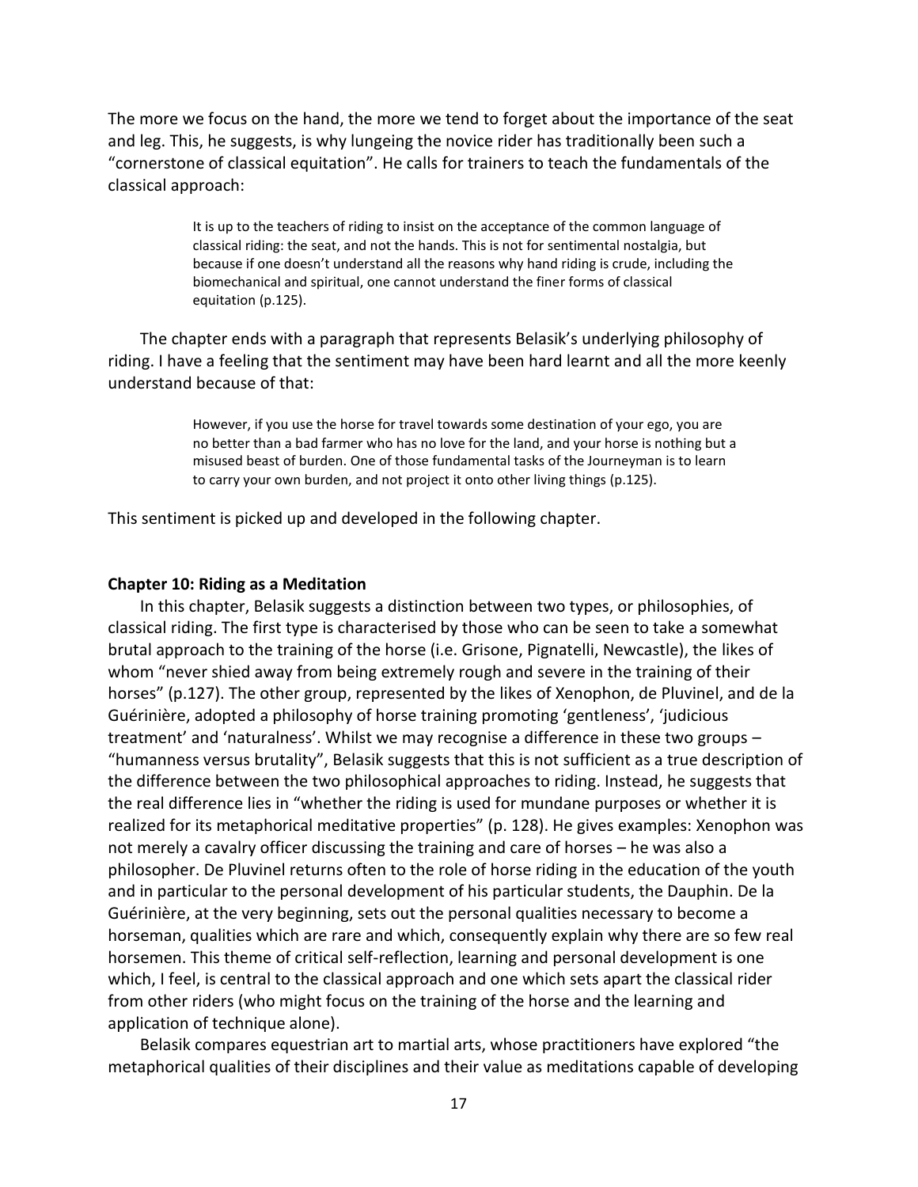The more we focus on the hand, the more we tend to forget about the importance of the seat and leg. This, he suggests, is why lungeing the novice rider has traditionally been such a "cornerstone of classical equitation". He calls for trainers to teach the fundamentals of the classical approach:

> It is up to the teachers of riding to insist on the acceptance of the common language of classical riding: the seat, and not the hands. This is not for sentimental nostalgia, but because if one doesn't understand all the reasons why hand riding is crude, including the biomechanical and spiritual, one cannot understand the finer forms of classical equitation (p.125).

The chapter ends with a paragraph that represents Belasik's underlying philosophy of riding. I have a feeling that the sentiment may have been hard learnt and all the more keenly understand because of that:

> However, if you use the horse for travel towards some destination of your ego, you are no better than a bad farmer who has no love for the land, and your horse is nothing but a misused beast of burden. One of those fundamental tasks of the Journeyman is to learn to carry your own burden, and not project it onto other living things (p.125).

This sentiment is picked up and developed in the following chapter.

**Chapter 10: Riding as a Meditation**

In this chapter, Belasik suggests a distinction between two types, or philosophies, of classical riding. The first type is characterised by those who can be seen to take a somewhat brutal approach to the training of the horse (i.e. Grisone, Pignatelli, Newcastle), the likes of whom "never shied away from being extremely rough and severe in the training of their horses" (p.127). The other group, represented by the likes of Xenophon, de Pluvinel, and de la Guérinière, adopted a philosophy of horse training promoting 'gentleness', 'judicious treatment' and 'naturalness'. Whilst we may recognise a difference in these two groups – "humanness versus brutality", Belasik suggests that this is not sufficient as a true description of the difference between the two philosophical approaches to riding. Instead, he suggests that the real difference lies in "whether the riding is used for mundane purposes or whether it is realized for its metaphorical meditative properties" (p. 128). He gives examples: Xenophon was not merely a cavalry officer discussing the training and care of horses – he was also a philosopher. De Pluvinel returns often to the role of horse riding in the education of the youth and in particular to the personal development of his particular students, the Dauphin. De la Guérinière, at the very beginning, sets out the personal qualities necessary to become a horseman, qualities which are rare and which, consequently explain why there are so few real horsemen. This theme of critical self-reflection, learning and personal development is one which, I feel, is central to the classical approach and one which sets apart the classical rider from other riders (who might focus on the training of the horse and the learning and application of technique alone).

Belasik compares equestrian art to martial arts, whose practitioners have explored "the metaphorical qualities of their disciplines and their value as meditations capable of developing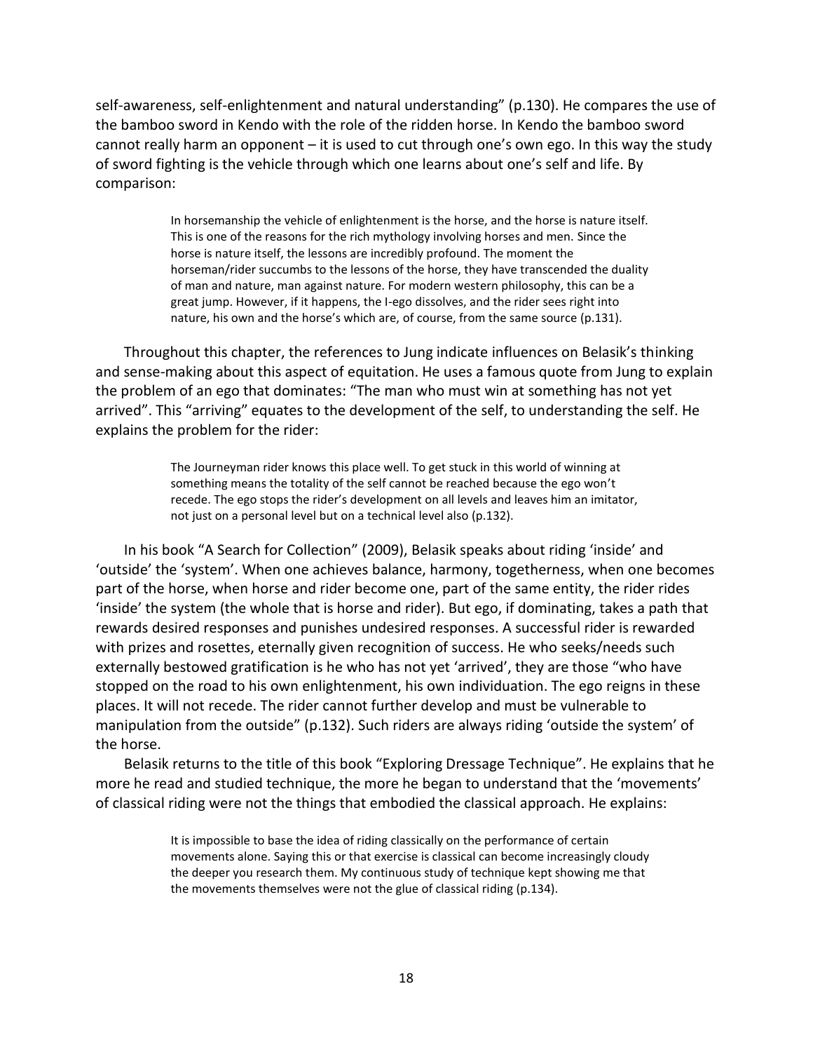self-awareness, self-enlightenment and natural understanding" (p.130). He compares the use of the bamboo sword in Kendo with the role of the ridden horse. In Kendo the bamboo sword cannot really harm an opponent – it is used to cut through one's own ego. In this way the study of sword fighting is the vehicle through which one learns about one's self and life. By comparison:

> In horsemanship the vehicle of enlightenment is the horse, and the horse is nature itself. This is one of the reasons for the rich mythology involving horses and men. Since the horse is nature itself, the lessons are incredibly profound. The moment the horseman/rider succumbs to the lessons of the horse, they have transcended the duality of man and nature, man against nature. For modern western philosophy, this can be a great jump. However, if it happens, the I-ego dissolves, and the rider sees right into nature, his own and the horse's which are, of course, from the same source (p.131).

Throughout this chapter, the references to Jung indicate influences on Belasik's thinking and sense-making about this aspect of equitation. He uses a famous quote from Jung to explain the problem of an ego that dominates: "The man who must win at something has not yet arrived". This "arriving" equates to the development of the self, to understanding the self. He explains the problem for the rider:

> The Journeyman rider knows this place well. To get stuck in this world of winning at something means the totality of the self cannot be reached because the ego won't recede. The ego stops the rider's development on all levels and leaves him an imitator, not just on a personal level but on a technical level also (p.132).

In his book "A Search for Collection" (2009), Belasik speaks about riding 'inside' and 'outside' the 'system'. When one achieves balance, harmony, togetherness, when one becomes part of the horse, when horse and rider become one, part of the same entity, the rider rides 'inside' the system (the whole that is horse and rider). But ego, if dominating, takes a path that rewards desired responses and punishes undesired responses. A successful rider is rewarded with prizes and rosettes, eternally given recognition of success. He who seeks/needs such externally bestowed gratification is he who has not yet 'arrived', they are those "who have stopped on the road to his own enlightenment, his own individuation. The ego reigns in these places. It will not recede. The rider cannot further develop and must be vulnerable to manipulation from the outside" (p.132). Such riders are always riding 'outside the system' of the horse.

Belasik returns to the title of this book "Exploring Dressage Technique". He explains that he more he read and studied technique, the more he began to understand that the 'movements' of classical riding were not the things that embodied the classical approach. He explains:

> It is impossible to base the idea of riding classically on the performance of certain movements alone. Saying this or that exercise is classical can become increasingly cloudy the deeper you research them. My continuous study of technique kept showing me that the movements themselves were not the glue of classical riding (p.134).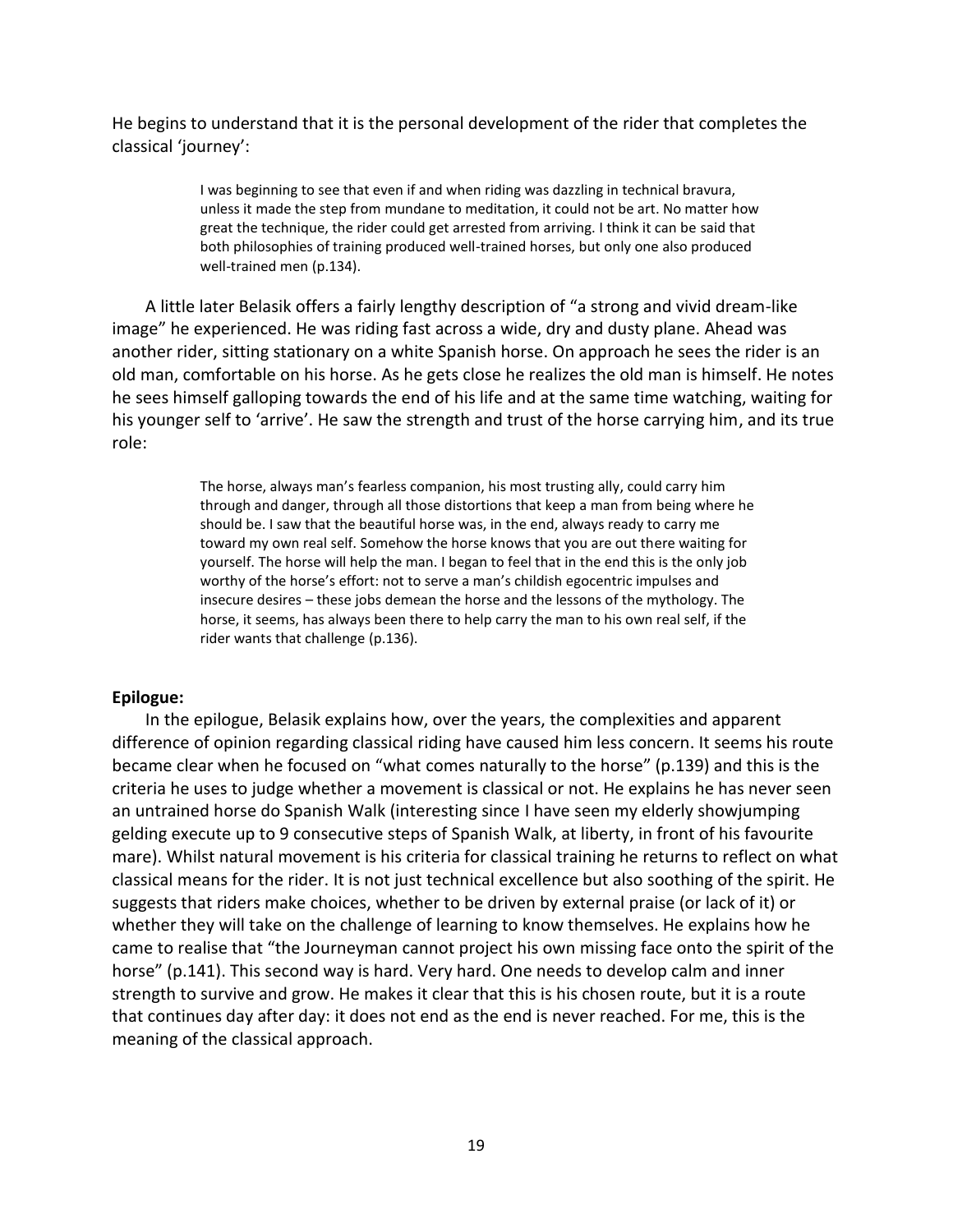He begins to understand that it is the personal development of the rider that completes the classical 'journey':

> I was beginning to see that even if and when riding was dazzling in technical bravura, unless it made the step from mundane to meditation, it could not be art. No matter how great the technique, the rider could get arrested from arriving. I think it can be said that both philosophies of training produced well-trained horses, but only one also produced well-trained men (p.134).

A little later Belasik offers a fairly lengthy description of "a strong and vivid dream-like image" he experienced. He was riding fast across a wide, dry and dusty plane. Ahead was another rider, sitting stationary on a white Spanish horse. On approach he sees the rider is an old man, comfortable on his horse. As he gets close he realizes the old man is himself. He notes he sees himself galloping towards the end of his life and at the same time watching, waiting for his younger self to 'arrive'. He saw the strength and trust of the horse carrying him, and its true role:

> The horse, always man's fearless companion, his most trusting ally, could carry him through and danger, through all those distortions that keep a man from being where he should be. I saw that the beautiful horse was, in the end, always ready to carry me toward my own real self. Somehow the horse knows that you are out there waiting for yourself. The horse will help the man. I began to feel that in the end this is the only job worthy of the horse's effort: not to serve a man's childish egocentric impulses and insecure desires – these jobs demean the horse and the lessons of the mythology. The horse, it seems, has always been there to help carry the man to his own real self, if the rider wants that challenge (p.136).

**Epilogue:**

In the epilogue, Belasik explains how, over the years, the complexities and apparent difference of opinion regarding classical riding have caused him less concern. It seems his route became clear when he focused on "what comes naturally to the horse" (p.139) and this is the criteria he uses to judge whether a movement is classical or not. He explains he has never seen an untrained horse do Spanish Walk (interesting since I have seen my elderly showjumping gelding execute up to 9 consecutive steps of Spanish Walk, at liberty, in front of his favourite mare). Whilst natural movement is his criteria for classical training he returns to reflect on what classical means for the rider. It is not just technical excellence but also soothing of the spirit. He suggests that riders make choices, whether to be driven by external praise (or lack of it) or whether they will take on the challenge of learning to know themselves. He explains how he came to realise that "the Journeyman cannot project his own missing face onto the spirit of the horse" (p.141). This second way is hard. Very hard. One needs to develop calm and inner strength to survive and grow. He makes it clear that this is his chosen route, but it is a route that continues day after day: it does not end as the end is never reached. For me, this is the meaning of the classical approach.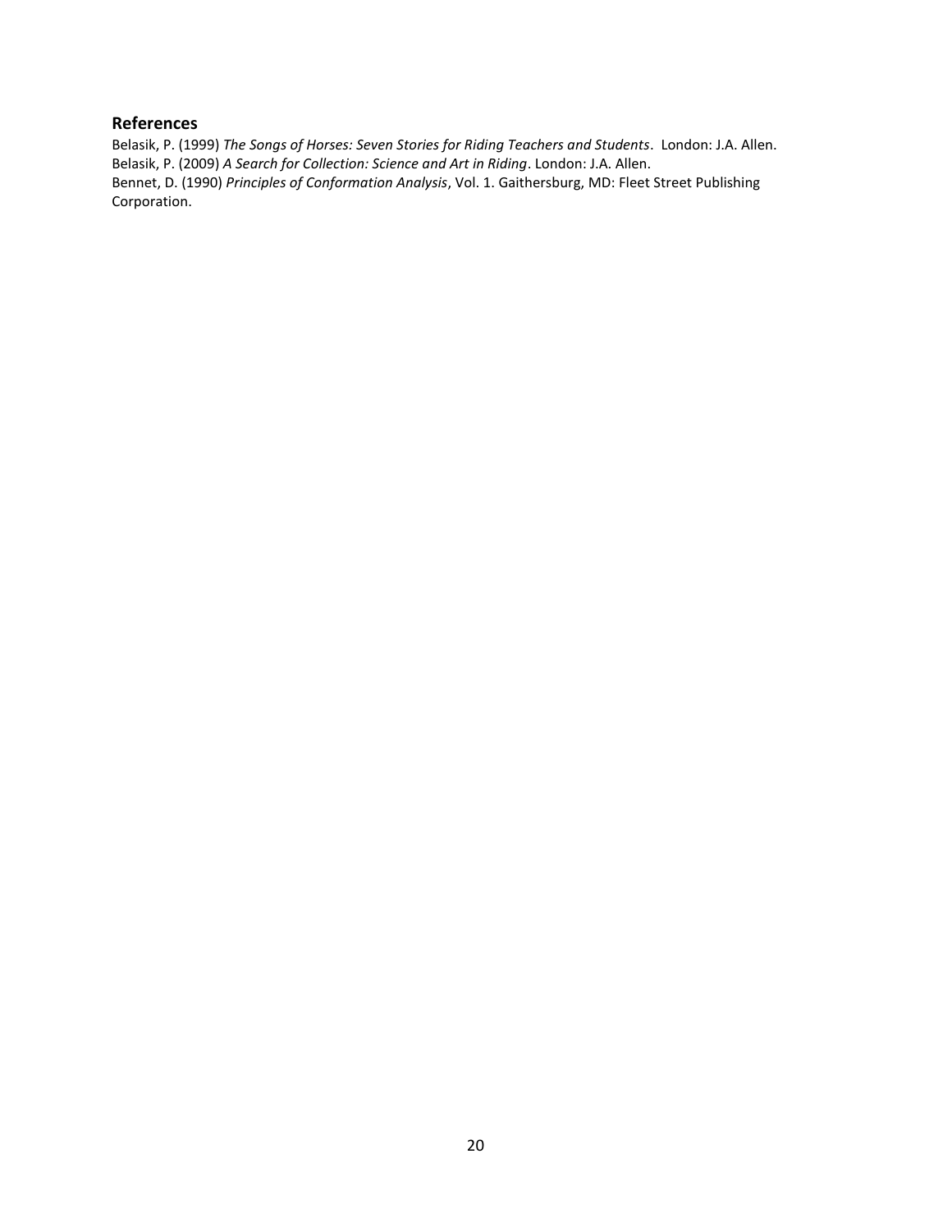## References

Belasik, P. (1999) *The Songs of Horses: Seven Stories for Riding Teachers and Students*. London: J.A. Allen.

Belasik, P. (2009) *A Search for Collection: Science and Art in Riding*. London: J.A. Allen.

Bennet, D. (1990) *Principles of Conformation Analysis*, Vol. 1. Gaithersburg, MD: Fleet Street Publishing Corporation.